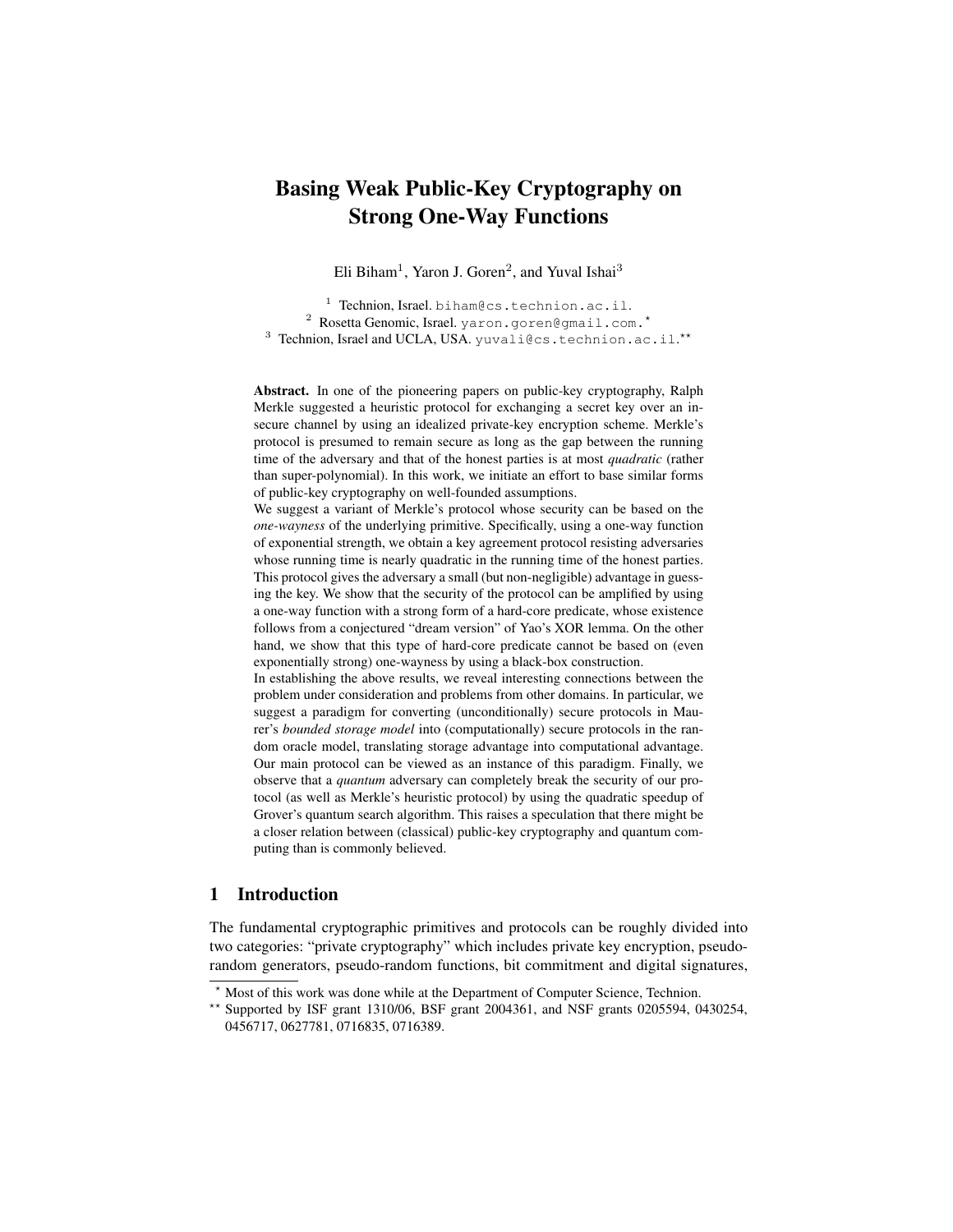# Basing Weak Public-Key Cryptography on Strong One-Way Functions

Eli Biham[1], Yaron J. Goren[2], and Yuval Ishai[3]

[1] Technion, Israel. biham@cs.technion.ac.il.
[2] Rosetta Genomic, Israel. yaron.goren@gmail.com.[⋆]
[3] Technion, Israel and UCLA, USA. yuvali@cs.technion.ac.il.[⋆⋆]

**Abstract.** In one of the pioneering papers on public-key cryptography, Ralph Merkle suggested a heuristic protocol for exchanging a secret key over an insecure channel by using an idealized private-key encryption scheme. Merkle's protocol is presumed to remain secure as long as the gap between the running time of the adversary and that of the honest parties is at most *quadratic* (rather than super-polynomial). In this work, we initiate an effort to base similar forms of public-key cryptography on well-founded assumptions.

We suggest a variant of Merkle's protocol whose security can be based on the *one-wayness* of the underlying primitive. Specifically, using a one-way function of exponential strength, we obtain a key agreement protocol resisting adversaries whose running time is nearly quadratic in the running time of the honest parties. This protocol gives the adversary a small (but non-negligible) advantage in guessing the key. We show that the security of the protocol can be amplified by using a one-way function with a strong form of a hard-core predicate, whose existence follows from a conjectured "dream version" of Yao's XOR lemma. On the other hand, we show that this type of hard-core predicate cannot be based on (even exponentially strong) one-wayness by using a black-box construction.

In establishing the above results, we reveal interesting connections between the problem under consideration and problems from other domains. In particular, we suggest a paradigm for converting (unconditionally) secure protocols in Maurer's *bounded storage model* into (computationally) secure protocols in the random oracle model, translating storage advantage into computational advantage. Our main protocol can be viewed as an instance of this paradigm. Finally, we observe that a *quantum* adversary can completely break the security of our protocol (as well as Merkle's heuristic protocol) by using the quadratic speedup of Grover's quantum search algorithm. This raises a speculation that there might be a closer relation between (classical) public-key cryptography and quantum computing than is commonly believed.

## 1 Introduction

The fundamental cryptographic primitives and protocols can be roughly divided into two categories: "private cryptography" which includes private key encryption, pseudo-random generators, pseudo-random functions, bit commitment and digital signatures,

[⋆] Most of this work was done while at the Department of Computer Science, Technion.

[⋆⋆] Supported by ISF grant 1310/06, BSF grant 2004361, and NSF grants 0205594, 0430254, 0456717, 0627781, 0716835, 0716389.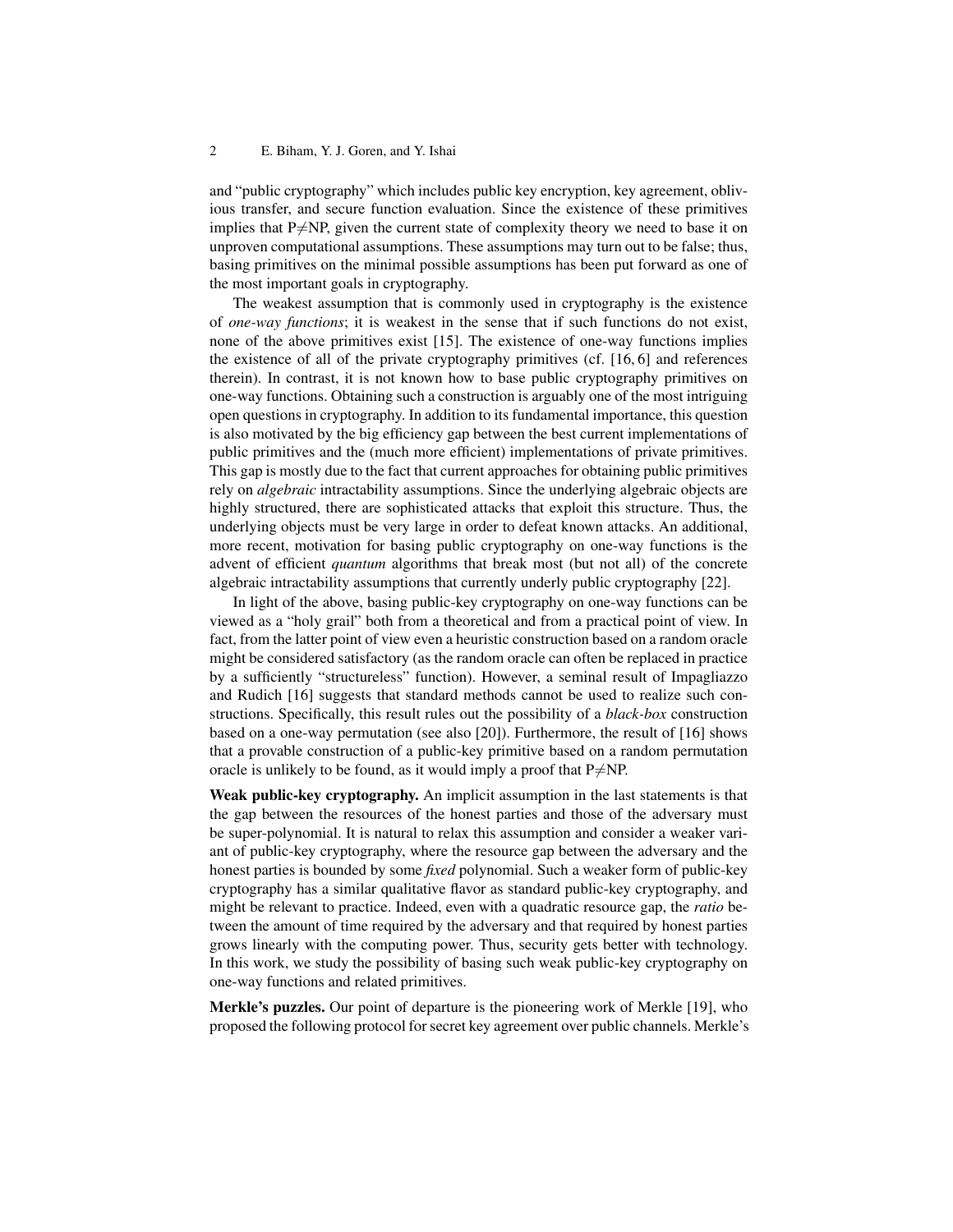and "public cryptography" which includes public key encryption, key agreement, oblivious transfer, and secure function evaluation. Since the existence of these primitives implies that P≠NP, given the current state of complexity theory we need to base it on unproven computational assumptions. These assumptions may turn out to be false; thus, basing primitives on the minimal possible assumptions has been put forward as one of the most important goals in cryptography.

The weakest assumption that is commonly used in cryptography is the existence of *one-way functions*; it is weakest in the sense that if such functions do not exist, none of the above primitives exist [15]. The existence of one-way functions implies the existence of all of the private cryptography primitives (cf. [16, 6] and references therein). In contrast, it is not known how to base public cryptography primitives on one-way functions. Obtaining such a construction is arguably one of the most intriguing open questions in cryptography. In addition to its fundamental importance, this question is also motivated by the big efficiency gap between the best current implementations of public primitives and the (much more efficient) implementations of private primitives. This gap is mostly due to the fact that current approaches for obtaining public primitives rely on *algebraic* intractability assumptions. Since the underlying algebraic objects are highly structured, there are sophisticated attacks that exploit this structure. Thus, the underlying objects must be very large in order to defeat known attacks. An additional, more recent, motivation for basing public cryptography on one-way functions is the advent of efficient *quantum* algorithms that break most (but not all) of the concrete algebraic intractability assumptions that currently underly public cryptography [22].

In light of the above, basing public-key cryptography on one-way functions can be viewed as a "holy grail" both from a theoretical and from a practical point of view. In fact, from the latter point of view even a heuristic construction based on a random oracle might be considered satisfactory (as the random oracle can often be replaced in practice by a sufficiently "structureless" function). However, a seminal result of Impagliazzo and Rudich [16] suggests that standard methods cannot be used to realize such constructions. Specifically, this result rules out the possibility of a *black-box* construction based on a one-way permutation (see also [20]). Furthermore, the result of [16] shows that a provable construction of a public-key primitive based on a random permutation oracle is unlikely to be found, as it would imply a proof that P≠NP.

**Weak public-key cryptography.** An implicit assumption in the last statements is that the gap between the resources of the honest parties and those of the adversary must be super-polynomial. It is natural to relax this assumption and consider a weaker variant of public-key cryptography, where the resource gap between the adversary and the honest parties is bounded by some *fixed* polynomial. Such a weaker form of public-key cryptography has a similar qualitative flavor as standard public-key cryptography, and might be relevant to practice. Indeed, even with a quadratic resource gap, the *ratio* between the amount of time required by the adversary and that required by honest parties grows linearly with the computing power. Thus, security gets better with technology. In this work, we study the possibility of basing such weak public-key cryptography on one-way functions and related primitives.

**Merkle's puzzles.** Our point of departure is the pioneering work of Merkle [19], who proposed the following protocol for secret key agreement over public channels. Merkle's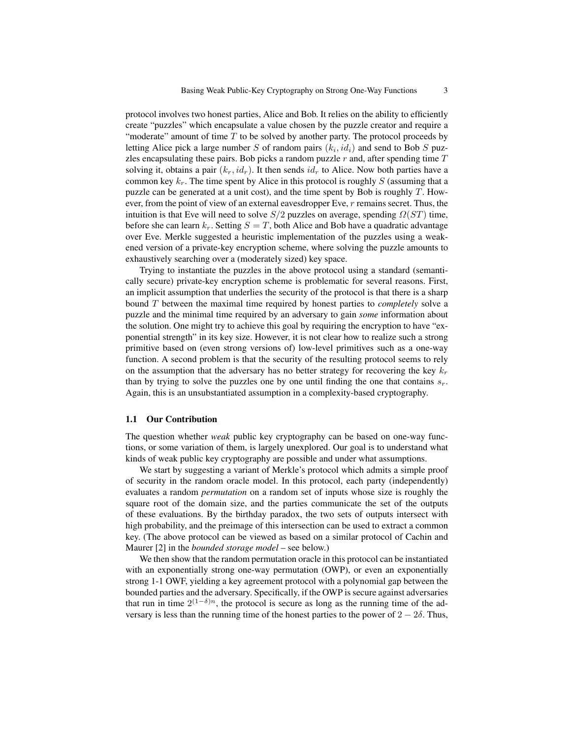protocol involves two honest parties, Alice and Bob. It relies on the ability to efficiently create "puzzles" which encapsulate a value chosen by the puzzle creator and require a "moderate" amount of time $T$ to be solved by another party. The protocol proceeds by letting Alice pick a large number $S$ of random pairs $(k_i, id_i)$ and send to Bob $S$ puzzles encapsulating these pairs. Bob picks a random puzzle $r$ and, after spending time $T$ solving it, obtains a pair $(k_r, id_r)$. It then sends $id_r$ to Alice. Now both parties have a common key $k_r$. The time spent by Alice in this protocol is roughly $S$ (assuming that a puzzle can be generated at a unit cost), and the time spent by Bob is roughly $T$. However, from the point of view of an external eavesdropper Eve, $r$ remains secret. Thus, the intuition is that Eve will need to solve $S/2$ puzzles on average, spending $\Omega(ST)$ time, before she can learn $k_r$. Setting $S = T$, both Alice and Bob have a quadratic advantage over Eve. Merkle suggested a heuristic implementation of the puzzles using a weakened version of a private-key encryption scheme, where solving the puzzle amounts to exhaustively searching over a (moderately sized) key space.

Trying to instantiate the puzzles in the above protocol using a standard (semantically secure) private-key encryption scheme is problematic for several reasons. First, an implicit assumption that underlies the security of the protocol is that there is a sharp bound $T$ between the maximal time required by honest parties to *completely* solve a puzzle and the minimal time required by an adversary to gain *some* information about the solution. One might try to achieve this goal by requiring the encryption to have "exponential strength" in its key size. However, it is not clear how to realize such a strong primitive based on (even strong versions of) low-level primitives such as a one-way function. A second problem is that the security of the resulting protocol seems to rely on the assumption that the adversary has no better strategy for recovering the key $k_r$ than by trying to solve the puzzles one by one until finding the one that contains $s_r$. Again, this is an unsubstantiated assumption in a complexity-based cryptography.

### 1.1 Our Contribution

The question whether *weak* public key cryptography can be based on one-way functions, or some variation of them, is largely unexplored. Our goal is to understand what kinds of weak public key cryptography are possible and under what assumptions.

We start by suggesting a variant of Merkle's protocol which admits a simple proof of security in the random oracle model. In this protocol, each party (independently) evaluates a random *permutation* on a random set of inputs whose size is roughly the square root of the domain size, and the parties communicate the set of the outputs of these evaluations. By the birthday paradox, the two sets of outputs intersect with high probability, and the preimage of this intersection can be used to extract a common key. (The above protocol can be viewed as based on a similar protocol of Cachin and Maurer [2] in the *bounded storage model* – see below.)

We then show that the random permutation oracle in this protocol can be instantiated with an exponentially strong one-way permutation (OWP), or even an exponentially strong 1-1 OWF, yielding a key agreement protocol with a polynomial gap between the bounded parties and the adversary. Specifically, if the OWP is secure against adversaries that run in time $2^{(1-\delta)n}$, the protocol is secure as long as the running time of the adversary is less than the running time of the honest parties to the power of $2 - 2\delta$. Thus,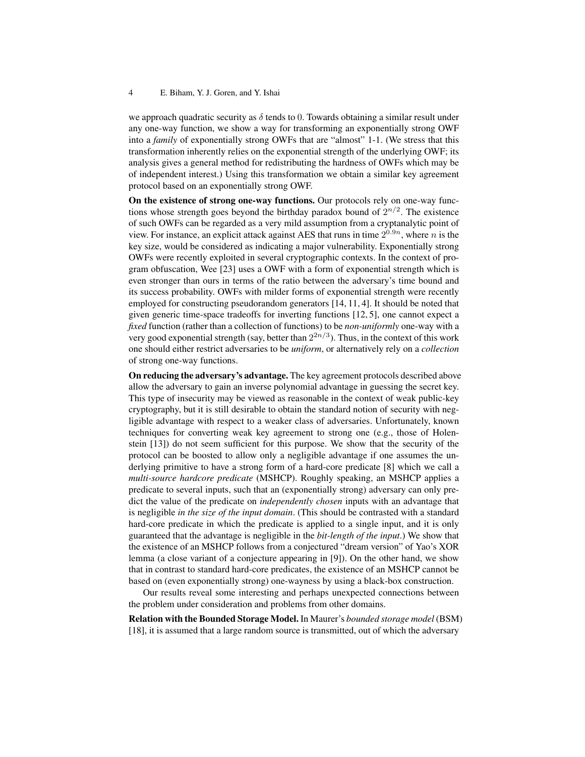we approach quadratic security as $\delta$ tends to $0$. Towards obtaining a similar result under any one-way function, we show a way for transforming an exponentially strong OWF into a *family* of exponentially strong OWFs that are "almost" 1-1. (We stress that this transformation inherently relies on the exponential strength of the underlying OWF; its analysis gives a general method for redistributing the hardness of OWFs which may be of independent interest.) Using this transformation we obtain a similar key agreement protocol based on an exponentially strong OWF.

**On the existence of strong one-way functions.** Our protocols rely on one-way functions whose strength goes beyond the birthday paradox bound of $2^{n/2}$. The existence of such OWFs can be regarded as a very mild assumption from a cryptanalytic point of view. For instance, an explicit attack against AES that runs in time $2^{0.9n}$, where $n$ is the key size, would be considered as indicating a major vulnerability. Exponentially strong OWFs were recently exploited in several cryptographic contexts. In the context of program obfuscation, Wee [23] uses a OWF with a form of exponential strength which is even stronger than ours in terms of the ratio between the adversary's time bound and its success probability. OWFs with milder forms of exponential strength were recently employed for constructing pseudorandom generators [14, 11, 4]. It should be noted that given generic time-space tradeoffs for inverting functions [12, 5], one cannot expect a *fixed* function (rather than a collection of functions) to be *non-uniformly* one-way with a very good exponential strength (say, better than $2^{2n/3}$). Thus, in the context of this work one should either restrict adversaries to be *uniform*, or alternatively rely on a *collection* of strong one-way functions.

**On reducing the adversary's advantage.** The key agreement protocols described above allow the adversary to gain an inverse polynomial advantage in guessing the secret key. This type of insecurity may be viewed as reasonable in the context of weak public-key cryptography, but it is still desirable to obtain the standard notion of security with negligible advantage with respect to a weaker class of adversaries. Unfortunately, known techniques for converting weak key agreement to strong one (e.g., those of Holenstein [13]) do not seem sufficient for this purpose. We show that the security of the protocol can be boosted to allow only a negligible advantage if one assumes the underlying primitive to have a strong form of a hard-core predicate [8] which we call a *multi-source hardcore predicate* (MSHCP). Roughly speaking, an MSHCP applies a predicate to several inputs, such that an (exponentially strong) adversary can only predict the value of the predicate on *independently chosen* inputs with an advantage that is negligible *in the size of the input domain*. (This should be contrasted with a standard hard-core predicate in which the predicate is applied to a single input, and it is only guaranteed that the advantage is negligible in the *bit-length of the input*.) We show that the existence of an MSHCP follows from a conjectured "dream version" of Yao's XOR lemma (a close variant of a conjecture appearing in [9]). On the other hand, we show that in contrast to standard hard-core predicates, the existence of an MSHCP cannot be based on (even exponentially strong) one-wayness by using a black-box construction.

Our results reveal some interesting and perhaps unexpected connections between the problem under consideration and problems from other domains.

**Relation with the Bounded Storage Model.** In Maurer's *bounded storage model* (BSM) [18], it is assumed that a large random source is transmitted, out of which the adversary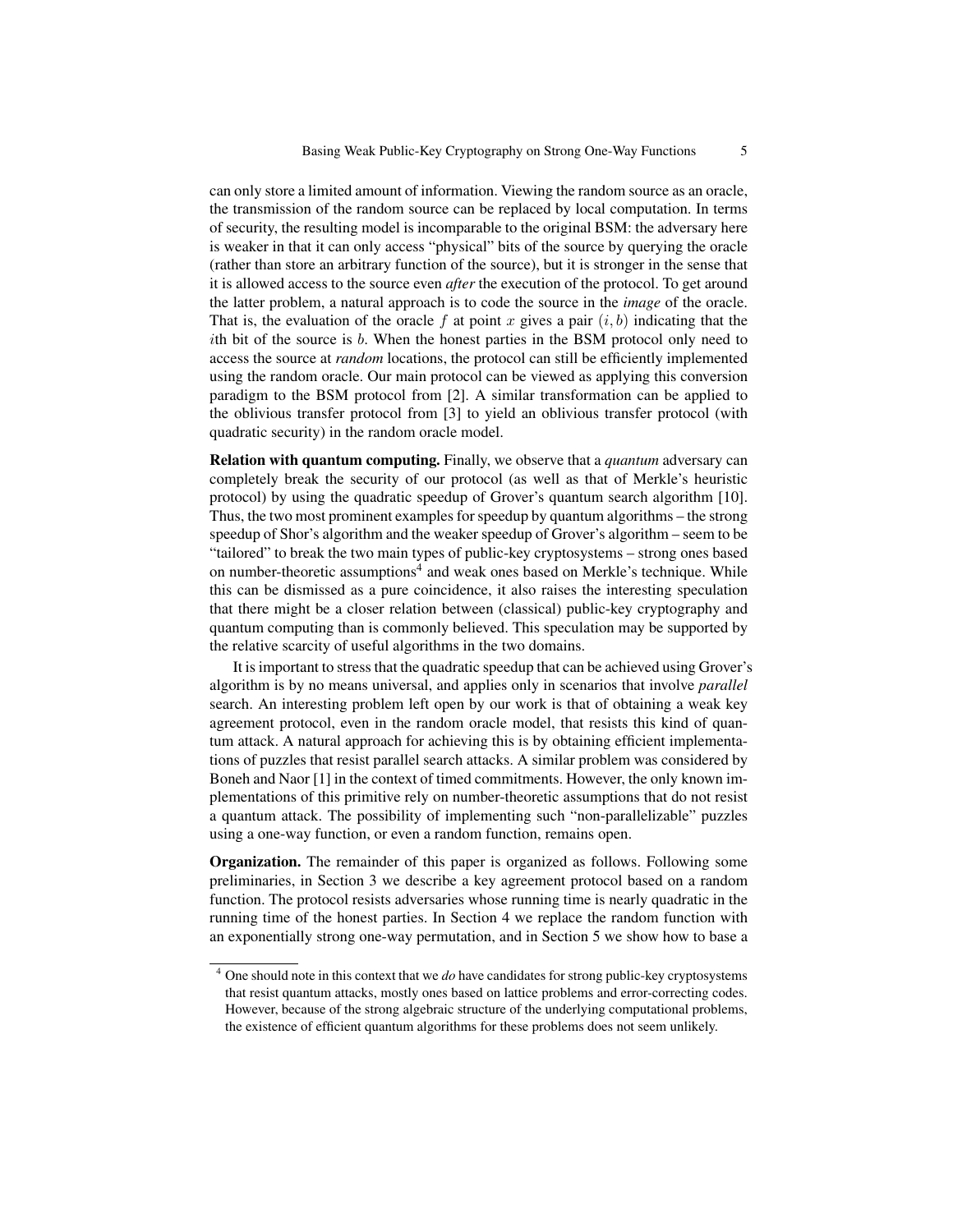can only store a limited amount of information. Viewing the random source as an oracle, the transmission of the random source can be replaced by local computation. In terms of security, the resulting model is incomparable to the original BSM: the adversary here is weaker in that it can only access "physical" bits of the source by querying the oracle (rather than store an arbitrary function of the source), but it is stronger in the sense that it is allowed access to the source even *after* the execution of the protocol. To get around the latter problem, a natural approach is to code the source in the *image* of the oracle. That is, the evaluation of the oracle $f$ at point $x$ gives a pair $(i, b)$ indicating that the $i$th bit of the source is $b$. When the honest parties in the BSM protocol only need to access the source at *random* locations, the protocol can still be efficiently implemented using the random oracle. Our main protocol can be viewed as applying this conversion paradigm to the BSM protocol from [2]. A similar transformation can be applied to the oblivious transfer protocol from [3] to yield an oblivious transfer protocol (with quadratic security) in the random oracle model.

**Relation with quantum computing.** Finally, we observe that a *quantum* adversary can completely break the security of our protocol (as well as that of Merkle's heuristic protocol) by using the quadratic speedup of Grover's quantum search algorithm [10]. Thus, the two most prominent examples for speedup by quantum algorithms – the strong speedup of Shor's algorithm and the weaker speedup of Grover's algorithm – seem to be "tailored" to break the two main types of public-key cryptosystems – strong ones based on number-theoretic assumptions[4] and weak ones based on Merkle's technique. While this can be dismissed as a pure coincidence, it also raises the interesting speculation that there might be a closer relation between (classical) public-key cryptography and quantum computing than is commonly believed. This speculation may be supported by the relative scarcity of useful algorithms in the two domains.

It is important to stress that the quadratic speedup that can be achieved using Grover's algorithm is by no means universal, and applies only in scenarios that involve *parallel* search. An interesting problem left open by our work is that of obtaining a weak key agreement protocol, even in the random oracle model, that resists this kind of quantum attack. A natural approach for achieving this is by obtaining efficient implementations of puzzles that resist parallel search attacks. A similar problem was considered by Boneh and Naor [1] in the context of timed commitments. However, the only known implementations of this primitive rely on number-theoretic assumptions that do not resist a quantum attack. The possibility of implementing such "non-parallelizable" puzzles using a one-way function, or even a random function, remains open.

**Organization.** The remainder of this paper is organized as follows. Following some preliminaries, in Section 3 we describe a key agreement protocol based on a random function. The protocol resists adversaries whose running time is nearly quadratic in the running time of the honest parties. In Section 4 we replace the random function with an exponentially strong one-way permutation, and in Section 5 we show how to base a

[4] One should note in this context that we *do* have candidates for strong public-key cryptosystems that resist quantum attacks, mostly ones based on lattice problems and error-correcting codes. However, because of the strong algebraic structure of the underlying computational problems, the existence of efficient quantum algorithms for these problems does not seem unlikely.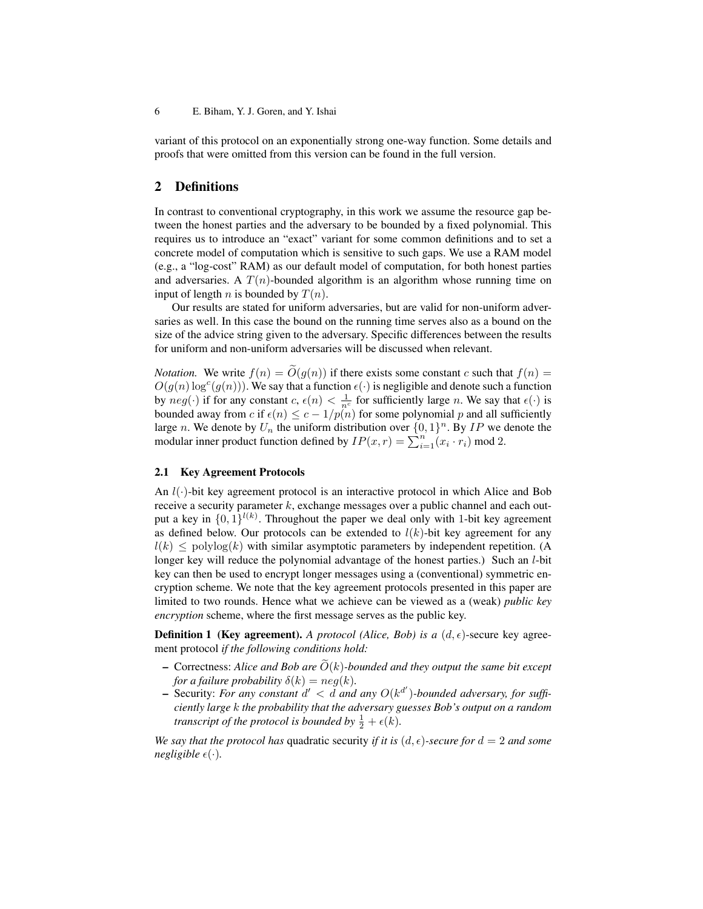variant of this protocol on an exponentially strong one-way function. Some details and proofs that were omitted from this version can be found in the full version.

## 2 Definitions

In contrast to conventional cryptography, in this work we assume the resource gap between the honest parties and the adversary to be bounded by a fixed polynomial. This requires us to introduce an "exact" variant for some common definitions and to set a concrete model of computation which is sensitive to such gaps. We use a RAM model (e.g., a "log-cost" RAM) as our default model of computation, for both honest parties and adversaries. A $T(n)$-bounded algorithm is an algorithm whose running time on input of length $n$ is bounded by $T(n)$.

Our results are stated for uniform adversaries, but are valid for non-uniform adversaries as well. In this case the bound on the running time serves also as a bound on the size of the advice string given to the adversary. Specific differences between the results for uniform and non-uniform adversaries will be discussed when relevant.

*Notation.* We write $f(n) = \widetilde{O}(g(n))$ if there exists some constant $c$ such that $f(n) = O(g(n)\log^c(g(n)))$. We say that a function $\epsilon(\cdot)$ is negligible and denote such a function by $neg(\cdot)$ if for any constant $c$, $\epsilon(n) < \frac{1}{n^c}$ for sufficiently large $n$. We say that $\epsilon(\cdot)$ is bounded away from $c$ if $\epsilon(n) \leq c - 1/p(n)$ for some polynomial $p$ and all sufficiently large $n$. We denote by $U_n$ the uniform distribution over $\{0,1\}^n$. By $IP$ we denote the modular inner product function defined by $IP(x,r) = \sum_{i=1}^{n}(x_i \cdot r_i) \bmod 2$.

### 2.1 Key Agreement Protocols

An $l(\cdot)$-bit key agreement protocol is an interactive protocol in which Alice and Bob receive a security parameter $k$, exchange messages over a public channel and each output a key in $\{0,1\}^{l(k)}$. Throughout the paper we deal only with 1-bit key agreement as defined below. Our protocols can be extended to $l(k)$-bit key agreement for any $l(k) \leq \mathrm{polylog}(k)$ with similar asymptotic parameters by independent repetition. (A longer key will reduce the polynomial advantage of the honest parties.) Such an $l$-bit key can then be used to encrypt longer messages using a (conventional) symmetric encryption scheme. We note that the key agreement protocols presented in this paper are limited to two rounds. Hence what we achieve can be viewed as a (weak) *public key encryption* scheme, where the first message serves as the public key.

**Definition 1 (Key agreement).** *A protocol (Alice, Bob) is a* $(d,\epsilon)$-secure key agreement protocol *if the following conditions hold:*

- Correctness: *Alice and Bob are* $\widetilde{O}(k)$*-bounded and they output the same bit except for a failure probability* $\delta(k) = neg(k)$*.*
- Security: *For any constant* $d' < d$ *and any* $O(k^{d'})$*-bounded adversary, for sufficiently large* $k$ *the probability that the adversary guesses Bob's output on a random transcript of the protocol is bounded by* $\frac{1}{2} + \epsilon(k)$*.*

*We say that the protocol has* quadratic security *if it is* $(d,\epsilon)$*-secure for* $d = 2$ *and some negligible* $\epsilon(\cdot)$*.*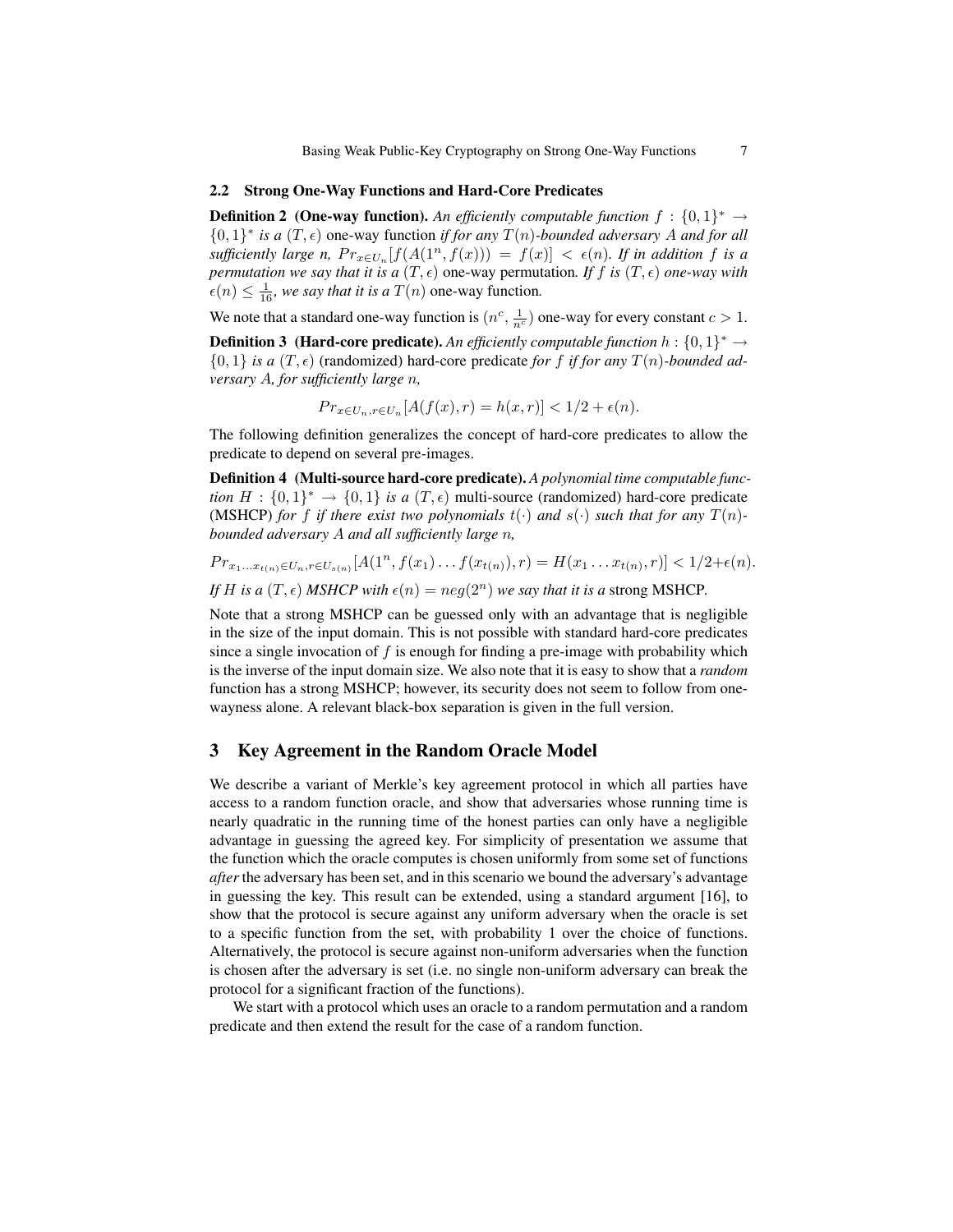### 2.2 Strong One-Way Functions and Hard-Core Predicates

**Definition 2 (One-way function).** *An efficiently computable function $f : \{0,1\}^* \rightarrow \{0,1\}^*$ is a $(T, \epsilon)$* one-way function *if for any $T(n)$-bounded adversary $A$ and for all sufficiently large $n$, $Pr_{x \in U_n}[f(A(1^n, f(x))) = f(x)] < \epsilon(n)$. If in addition $f$ is a permutation we say that it is a $(T, \epsilon)$* one-way permutation*. If $f$ is $(T, \epsilon)$ one-way with $\epsilon(n) \leq \frac{1}{16}$, we say that it is a $T(n)$* one-way function*.*

We note that a standard one-way function is $(n^c, \frac{1}{n^c})$ one-way for every constant $c > 1$.

**Definition 3 (Hard-core predicate).** *An efficiently computable function $h : \{0,1\}^* \rightarrow \{0,1\}$ is a $(T, \epsilon)$* (randomized) hard-core predicate *for $f$ if for any $T(n)$-bounded adversary $A$, for sufficiently large $n$,*

$$Pr_{x \in U_n, r \in U_n}[A(f(x), r) = h(x, r)] < 1/2 + \epsilon(n).$$

The following definition generalizes the concept of hard-core predicates to allow the predicate to depend on several pre-images.

**Definition 4 (Multi-source hard-core predicate).** *A polynomial time computable function $H : \{0,1\}^* \rightarrow \{0,1\}$ is a $(T, \epsilon)$* multi-source (randomized) hard-core predicate (MSHCP) *for $f$ if there exist two polynomials $t(\cdot)$ and $s(\cdot)$ such that for any $T(n)$-bounded adversary $A$ and all sufficiently large $n$,*

$$Pr_{x_1 \ldots x_{t(n)} \in U_n, r \in U_{s(n)}}[A(1^n, f(x_1) \ldots f(x_{t(n)}), r) = H(x_1 \ldots x_{t(n)}, r)] < 1/2 + \epsilon(n).$$

*If $H$ is a $(T, \epsilon)$ MSHCP with $\epsilon(n) = neg(2^n)$ we say that it is a* strong MSHCP*.*

Note that a strong MSHCP can be guessed only with an advantage that is negligible in the size of the input domain. This is not possible with standard hard-core predicates since a single invocation of $f$ is enough for finding a pre-image with probability which is the inverse of the input domain size. We also note that it is easy to show that a *random* function has a strong MSHCP; however, its security does not seem to follow from one-wayness alone. A relevant black-box separation is given in the full version.

## 3 Key Agreement in the Random Oracle Model

We describe a variant of Merkle's key agreement protocol in which all parties have access to a random function oracle, and show that adversaries whose running time is nearly quadratic in the running time of the honest parties can only have a negligible advantage in guessing the agreed key. For simplicity of presentation we assume that the function which the oracle computes is chosen uniformly from some set of functions *after* the adversary has been set, and in this scenario we bound the adversary's advantage in guessing the key. This result can be extended, using a standard argument [16], to show that the protocol is secure against any uniform adversary when the oracle is set to a specific function from the set, with probability 1 over the choice of functions. Alternatively, the protocol is secure against non-uniform adversaries when the function is chosen after the adversary is set (i.e. no single non-uniform adversary can break the protocol for a significant fraction of the functions).

We start with a protocol which uses an oracle to a random permutation and a random predicate and then extend the result for the case of a random function.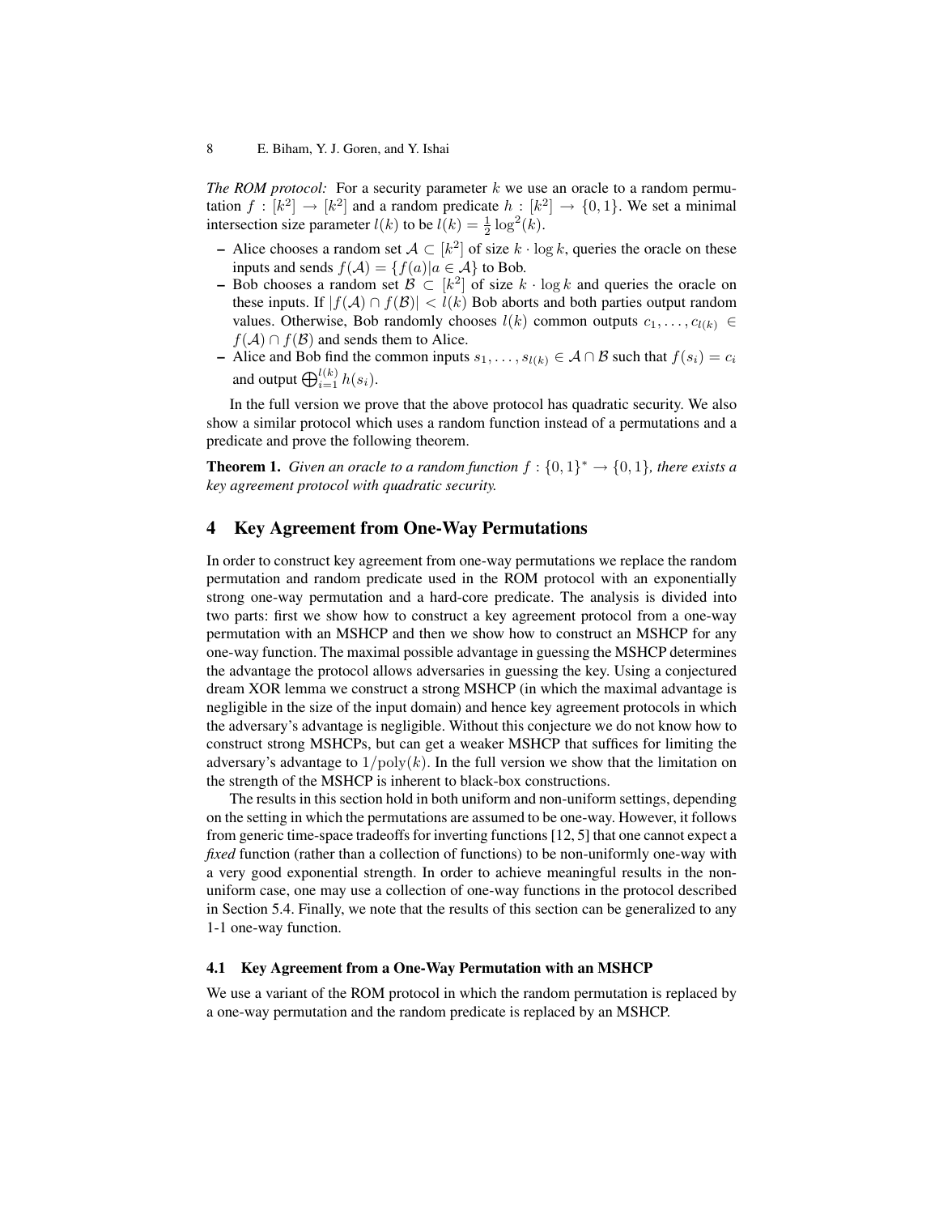*The ROM protocol:* For a security parameter $k$ we use an oracle to a random permutation $f : [k^2] \to [k^2]$ and a random predicate $h : [k^2] \to \{0,1\}$. We set a minimal intersection size parameter $l(k)$ to be $l(k) = \frac{1}{2}\log^2(k)$.

- Alice chooses a random set $\mathcal{A} \subset [k^2]$ of size $k \cdot \log k$, queries the oracle on these inputs and sends $f(\mathcal{A}) = \{f(a) | a \in \mathcal{A}\}$ to Bob.
- Bob chooses a random set $\mathcal{B} \subset [k^2]$ of size $k \cdot \log k$ and queries the oracle on these inputs. If $|f(\mathcal{A}) \cap f(\mathcal{B})| < l(k)$ Bob aborts and both parties output random values. Otherwise, Bob randomly chooses $l(k)$ common outputs $c_1, \ldots, c_{l(k)} \in f(\mathcal{A}) \cap f(\mathcal{B})$ and sends them to Alice.
- Alice and Bob find the common inputs $s_1, \ldots, s_{l(k)} \in \mathcal{A} \cap \mathcal{B}$ such that $f(s_i) = c_i$ and output $\bigoplus_{i=1}^{l(k)} h(s_i)$.

In the full version we prove that the above protocol has quadratic security. We also show a similar protocol which uses a random function instead of a permutations and a predicate and prove the following theorem.

**Theorem 1.** *Given an oracle to a random function $f : \{0,1\}^* \to \{0,1\}$, there exists a key agreement protocol with quadratic security.*

## 4 Key Agreement from One-Way Permutations

In order to construct key agreement from one-way permutations we replace the random permutation and random predicate used in the ROM protocol with an exponentially strong one-way permutation and a hard-core predicate. The analysis is divided into two parts: first we show how to construct a key agreement protocol from a one-way permutation with an MSHCP and then we show how to construct an MSHCP for any one-way function. The maximal possible advantage in guessing the MSHCP determines the advantage the protocol allows adversaries in guessing the key. Using a conjectured dream XOR lemma we construct a strong MSHCP (in which the maximal advantage is negligible in the size of the input domain) and hence key agreement protocols in which the adversary's advantage is negligible. Without this conjecture we do not know how to construct strong MSHCPs, but can get a weaker MSHCP that suffices for limiting the adversary's advantage to $1/\text{poly}(k)$. In the full version we show that the limitation on the strength of the MSHCP is inherent to black-box constructions.

The results in this section hold in both uniform and non-uniform settings, depending on the setting in which the permutations are assumed to be one-way. However, it follows from generic time-space tradeoffs for inverting functions [12, 5] that one cannot expect a *fixed* function (rather than a collection of functions) to be non-uniformly one-way with a very good exponential strength. In order to achieve meaningful results in the non-uniform case, one may use a collection of one-way functions in the protocol described in Section 5.4. Finally, we note that the results of this section can be generalized to any 1-1 one-way function.

### 4.1 Key Agreement from a One-Way Permutation with an MSHCP

We use a variant of the ROM protocol in which the random permutation is replaced by a one-way permutation and the random predicate is replaced by an MSHCP.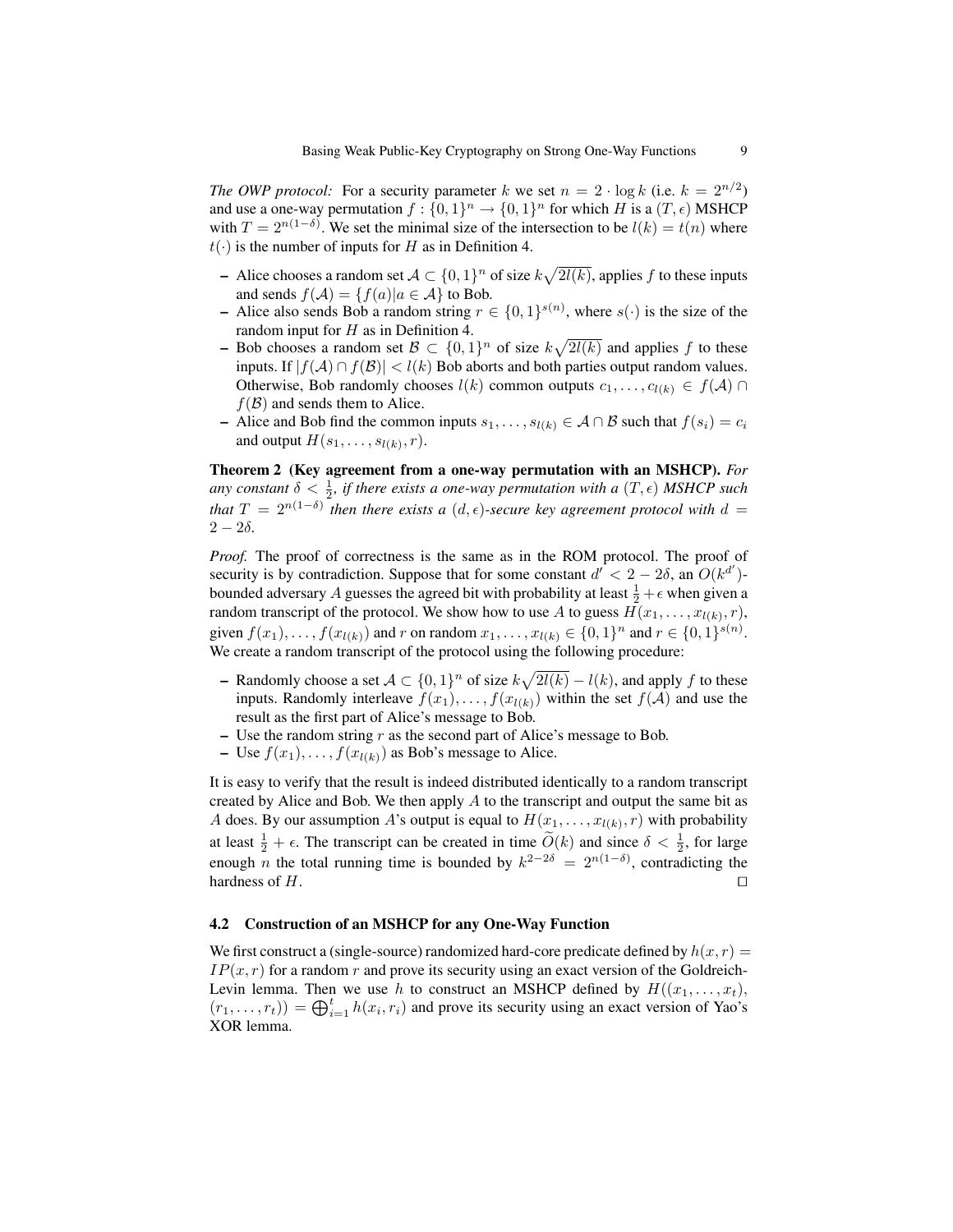*The OWP protocol:* For a security parameter $k$ we set $n = 2 \cdot \log k$ (i.e. $k = 2^{n/2}$) and use a one-way permutation $f : \{0,1\}^n \to \{0,1\}^n$ for which $H$ is a $(T, \epsilon)$ MSHCP with $T = 2^{n(1-\delta)}$. We set the minimal size of the intersection to be $l(k) = t(n)$ where $t(\cdot)$ is the number of inputs for $H$ as in Definition 4.

- Alice chooses a random set $\mathcal{A} \subset \{0,1\}^n$ of size $k\sqrt{2l(k)}$, applies $f$ to these inputs and sends $f(\mathcal{A}) = \{f(a) | a \in \mathcal{A}\}$ to Bob.
- Alice also sends Bob a random string $r \in \{0,1\}^{s(n)}$, where $s(\cdot)$ is the size of the random input for $H$ as in Definition 4.
- Bob chooses a random set $\mathcal{B} \subset \{0,1\}^n$ of size $k\sqrt{2l(k)}$ and applies $f$ to these inputs. If $|f(\mathcal{A}) \cap f(\mathcal{B})| < l(k)$ Bob aborts and both parties output random values. Otherwise, Bob randomly chooses $l(k)$ common outputs $c_1, \ldots, c_{l(k)} \in f(\mathcal{A}) \cap f(\mathcal{B})$ and sends them to Alice.
- Alice and Bob find the common inputs $s_1, \ldots, s_{l(k)} \in \mathcal{A} \cap \mathcal{B}$ such that $f(s_i) = c_i$ and output $H(s_1, \ldots, s_{l(k)}, r)$.

**Theorem 2 (Key agreement from a one-way permutation with an MSHCP).** *For any constant $\delta < \frac{1}{2}$, if there exists a one-way permutation with a $(T, \epsilon)$ MSHCP such that $T = 2^{n(1-\delta)}$ then there exists a $(d, \epsilon)$-secure key agreement protocol with $d = 2 - 2\delta$.*

*Proof.* The proof of correctness is the same as in the ROM protocol. The proof of security is by contradiction. Suppose that for some constant $d' < 2 - 2\delta$, an $O(k^{d'})$-bounded adversary $A$ guesses the agreed bit with probability at least $\frac{1}{2} + \epsilon$ when given a random transcript of the protocol. We show how to use $A$ to guess $H(x_1, \ldots, x_{l(k)}, r)$, given $f(x_1), \ldots, f(x_{l(k)})$ and $r$ on random $x_1, \ldots, x_{l(k)} \in \{0,1\}^n$ and $r \in \{0,1\}^{s(n)}$. We create a random transcript of the protocol using the following procedure:

- Randomly choose a set $\mathcal{A} \subset \{0,1\}^n$ of size $k\sqrt{2l(k)} - l(k)$, and apply $f$ to these inputs. Randomly interleave $f(x_1), \ldots, f(x_{l(k)})$ within the set $f(\mathcal{A})$ and use the result as the first part of Alice's message to Bob.
- Use the random string $r$ as the second part of Alice's message to Bob.
- Use $f(x_1), \ldots, f(x_{l(k)})$ as Bob's message to Alice.

It is easy to verify that the result is indeed distributed identically to a random transcript created by Alice and Bob. We then apply $A$ to the transcript and output the same bit as $A$ does. By our assumption $A$'s output is equal to $H(x_1, \ldots, x_{l(k)}, r)$ with probability at least $\frac{1}{2} + \epsilon$. The transcript can be created in time $\widetilde{O}(k)$ and since $\delta < \frac{1}{2}$, for large enough $n$ the total running time is bounded by $k^{2-2\delta} = 2^{n(1-\delta)}$, contradicting the hardness of $H$. $\square$

### 4.2 Construction of an MSHCP for any One-Way Function

We first construct a (single-source) randomized hard-core predicate defined by $h(x, r) = IP(x, r)$ for a random $r$ and prove its security using an exact version of the Goldreich-Levin lemma. Then we use $h$ to construct an MSHCP defined by $H((x_1, \ldots, x_t), (r_1, \ldots, r_t)) = \bigoplus_{i=1}^{t} h(x_i, r_i)$ and prove its security using an exact version of Yao's XOR lemma.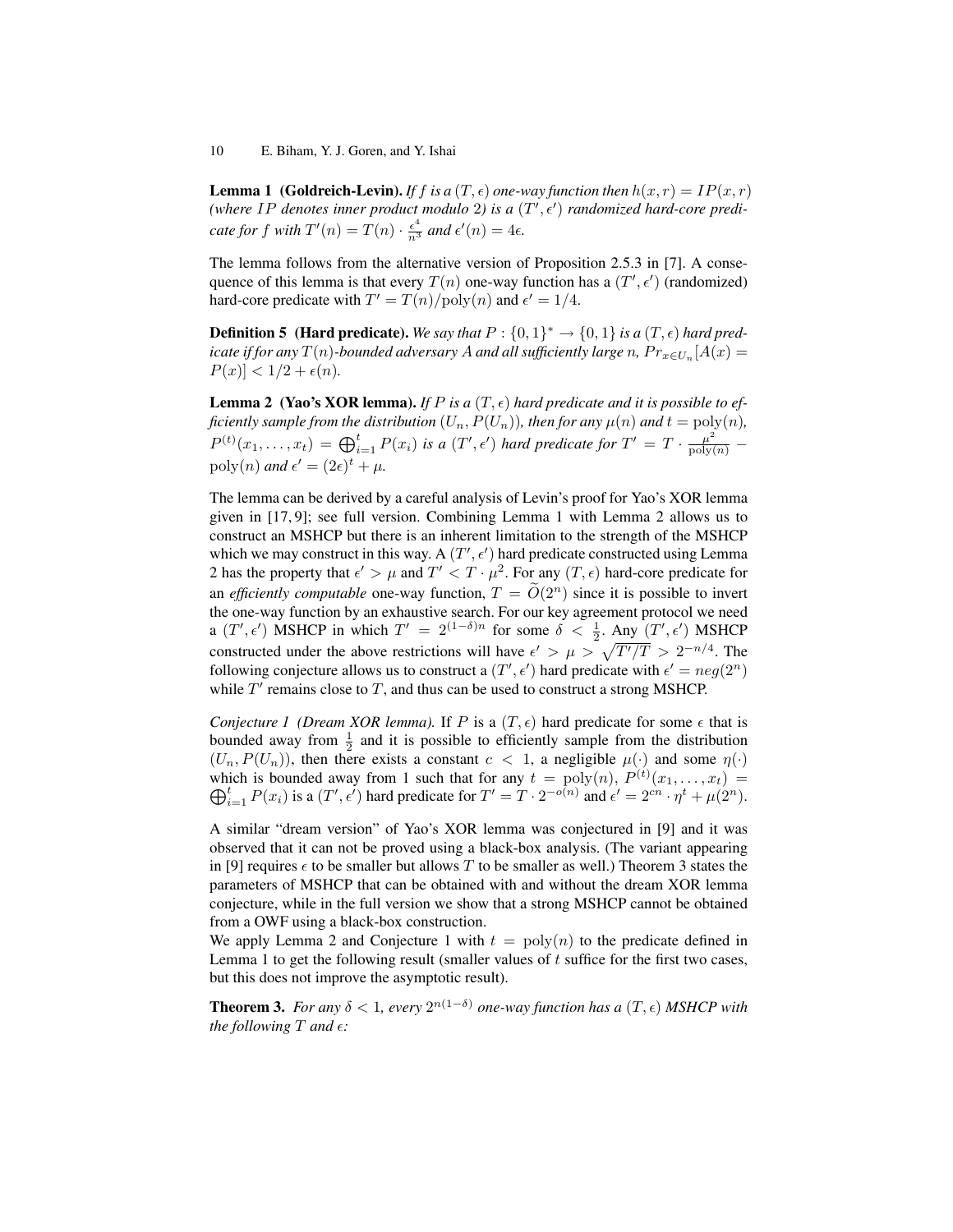**Lemma 1 (Goldreich-Levin).** *If $f$ is a $(T, \epsilon)$ one-way function then $h(x, r) = IP(x, r)$ (where $IP$ denotes inner product modulo 2) is a $(T', \epsilon')$ randomized hard-core predicate for $f$ with $T'(n) = T(n) \cdot \frac{\epsilon^4}{n^3}$ and $\epsilon'(n) = 4\epsilon$.*

The lemma follows from the alternative version of Proposition 2.5.3 in [7]. A consequence of this lemma is that every $T(n)$ one-way function has a $(T', \epsilon')$ (randomized) hard-core predicate with $T' = T(n)/\mathrm{poly}(n)$ and $\epsilon' = 1/4$.

**Definition 5 (Hard predicate).** *We say that $P : \{0,1\}^* \to \{0,1\}$ is a $(T, \epsilon)$ hard predicate if for any $T(n)$-bounded adversary $A$ and all sufficiently large $n$, $Pr_{x \in U_n}[A(x) = P(x)] < 1/2 + \epsilon(n)$.*

**Lemma 2 (Yao's XOR lemma).** *If $P$ is a $(T, \epsilon)$ hard predicate and it is possible to efficiently sample from the distribution $(U_n, P(U_n))$, then for any $\mu(n)$ and $t = \mathrm{poly}(n)$, $P^{(t)}(x_1, \ldots, x_t) = \bigoplus_{i=1}^{t} P(x_i)$ is a $(T', \epsilon')$ hard predicate for $T' = T \cdot \frac{\mu^2}{\mathrm{poly}(n)} - \mathrm{poly}(n)$ and $\epsilon' = (2\epsilon)^t + \mu$.*

The lemma can be derived by a careful analysis of Levin's proof for Yao's XOR lemma given in [17, 9]; see full version. Combining Lemma 1 with Lemma 2 allows us to construct an MSHCP but there is an inherent limitation to the strength of the MSHCP which we may construct in this way. A $(T', \epsilon')$ hard predicate constructed using Lemma 2 has the property that $\epsilon' > \mu$ and $T' < T \cdot \mu^2$. For any $(T, \epsilon)$ hard-core predicate for an *efficiently computable* one-way function, $T = \widetilde{O}(2^n)$ since it is possible to invert the one-way function by an exhaustive search. For our key agreement protocol we need a $(T', \epsilon')$ MSHCP in which $T' = 2^{(1-\delta)n}$ for some $\delta < \frac{1}{2}$. Any $(T', \epsilon')$ MSHCP constructed under the above restrictions will have $\epsilon' > \mu > \sqrt{T'/T} > 2^{-n/4}$. The following conjecture allows us to construct a $(T', \epsilon')$ hard predicate with $\epsilon' = neg(2^n)$ while $T'$ remains close to $T$, and thus can be used to construct a strong MSHCP.

*Conjecture 1 (Dream XOR lemma).* If $P$ is a $(T, \epsilon)$ hard predicate for some $\epsilon$ that is bounded away from $\frac{1}{2}$ and it is possible to efficiently sample from the distribution $(U_n, P(U_n))$, then there exists a constant $c < 1$, a negligible $\mu(\cdot)$ and some $\eta(\cdot)$ which is bounded away from 1 such that for any $t = \mathrm{poly}(n)$, $P^{(t)}(x_1, \ldots, x_t) = \bigoplus_{i=1}^{t} P(x_i)$ is a $(T', \epsilon')$ hard predicate for $T' = T \cdot 2^{-o(n)}$ and $\epsilon' = 2^{cn} \cdot \eta^t + \mu(2^n)$.

A similar "dream version" of Yao's XOR lemma was conjectured in [9] and it was observed that it can not be proved using a black-box analysis. (The variant appearing in [9] requires $\epsilon$ to be smaller but allows $T$ to be smaller as well.) Theorem 3 states the parameters of MSHCP that can be obtained with and without the dream XOR lemma conjecture, while in the full version we show that a strong MSHCP cannot be obtained from a OWF using a black-box construction.

We apply Lemma 2 and Conjecture 1 with $t = \mathrm{poly}(n)$ to the predicate defined in Lemma 1 to get the following result (smaller values of $t$ suffice for the first two cases, but this does not improve the asymptotic result).

**Theorem 3.** *For any $\delta < 1$, every $2^{n(1-\delta)}$ one-way function has a $(T, \epsilon)$ MSHCP with the following $T$ and $\epsilon$:*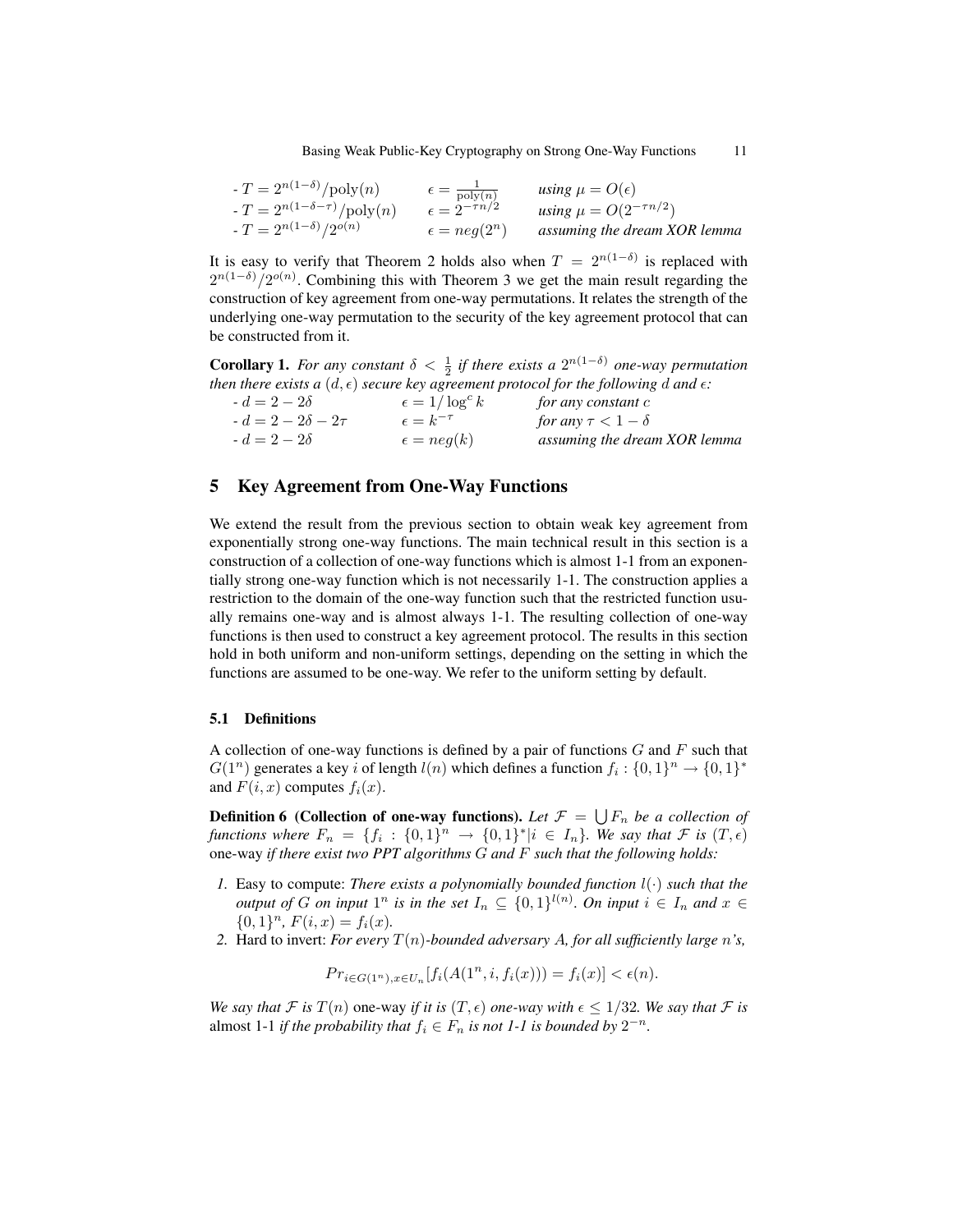- $T = 2^{n(1-\delta)}/\text{poly}(n)$ $\quad$ $\epsilon = \frac{1}{\text{poly}(n)}$ $\quad$ *using* $\mu = O(\epsilon)$
- $T = 2^{n(1-\delta-\tau)}/\text{poly}(n)$ $\quad$ $\epsilon = 2^{-\tau n/2}$ $\quad$ *using* $\mu = O(2^{-\tau n/2})$
- $T = 2^{n(1-\delta)}/2^{o(n)}$ $\quad$ $\epsilon = neg(2^n)$ $\quad$ *assuming the dream XOR lemma*

It is easy to verify that Theorem 2 holds also when $T = 2^{n(1-\delta)}$ is replaced with $2^{n(1-\delta)}/2^{o(n)}$. Combining this with Theorem 3 we get the main result regarding the construction of key agreement from one-way permutations. It relates the strength of the underlying one-way permutation to the security of the key agreement protocol that can be constructed from it.

**Corollary 1.** *For any constant $\delta < \frac{1}{2}$ if there exists a $2^{n(1-\delta)}$ one-way permutation then there exists a $(d, \epsilon)$ secure key agreement protocol for the following $d$ and $\epsilon$:*

- $d = 2 - 2\delta$ $\quad$ $\epsilon = 1/\log^c k$ $\quad$ *for any constant $c$*
- $d = 2 - 2\delta - 2\tau$ $\quad$ $\epsilon = k^{-\tau}$ $\quad$ *for any $\tau < 1 - \delta$*
- $d = 2 - 2\delta$ $\quad$ $\epsilon = neg(k)$ $\quad$ *assuming the dream XOR lemma*

## 5 Key Agreement from One-Way Functions

We extend the result from the previous section to obtain weak key agreement from exponentially strong one-way functions. The main technical result in this section is a construction of a collection of one-way functions which is almost 1-1 from an exponentially strong one-way function which is not necessarily 1-1. The construction applies a restriction to the domain of the one-way function such that the restricted function usually remains one-way and is almost always 1-1. The resulting collection of one-way functions is then used to construct a key agreement protocol. The results in this section hold in both uniform and non-uniform settings, depending on the setting in which the functions are assumed to be one-way. We refer to the uniform setting by default.

### 5.1 Definitions

A collection of one-way functions is defined by a pair of functions $G$ and $F$ such that $G(1^n)$ generates a key $i$ of length $l(n)$ which defines a function $f_i : \{0,1\}^n \to \{0,1\}^*$ and $F(i, x)$ computes $f_i(x)$.

**Definition 6 (Collection of one-way functions).** *Let $\mathcal{F} = \bigcup F_n$ be a collection of functions where $F_n = \{f_i : \{0,1\}^n \to \{0,1\}^* | i \in I_n\}$. We say that $\mathcal{F}$ is $(T, \epsilon)$* one-way *if there exist two PPT algorithms $G$ and $F$ such that the following holds:*

1. Easy to compute: *There exists a polynomially bounded function $l(\cdot)$ such that the output of $G$ on input $1^n$ is in the set $I_n \subseteq \{0,1\}^{l(n)}$. On input $i \in I_n$ and $x \in \{0,1\}^n$, $F(i, x) = f_i(x)$.*
2. Hard to invert: *For every $T(n)$-bounded adversary $A$, for all sufficiently large $n$'s,*

$$Pr_{i \in G(1^n), x \in U_n}[f_i(A(1^n, i, f_i(x))) = f_i(x)] < \epsilon(n).$$

*We say that $\mathcal{F}$ is $T(n)$* one-way *if it is $(T, \epsilon)$ one-way with $\epsilon \le 1/32$. We say that $\mathcal{F}$ is* almost 1-1 *if the probability that $f_i \in F_n$ is not 1-1 is bounded by $2^{-n}$.*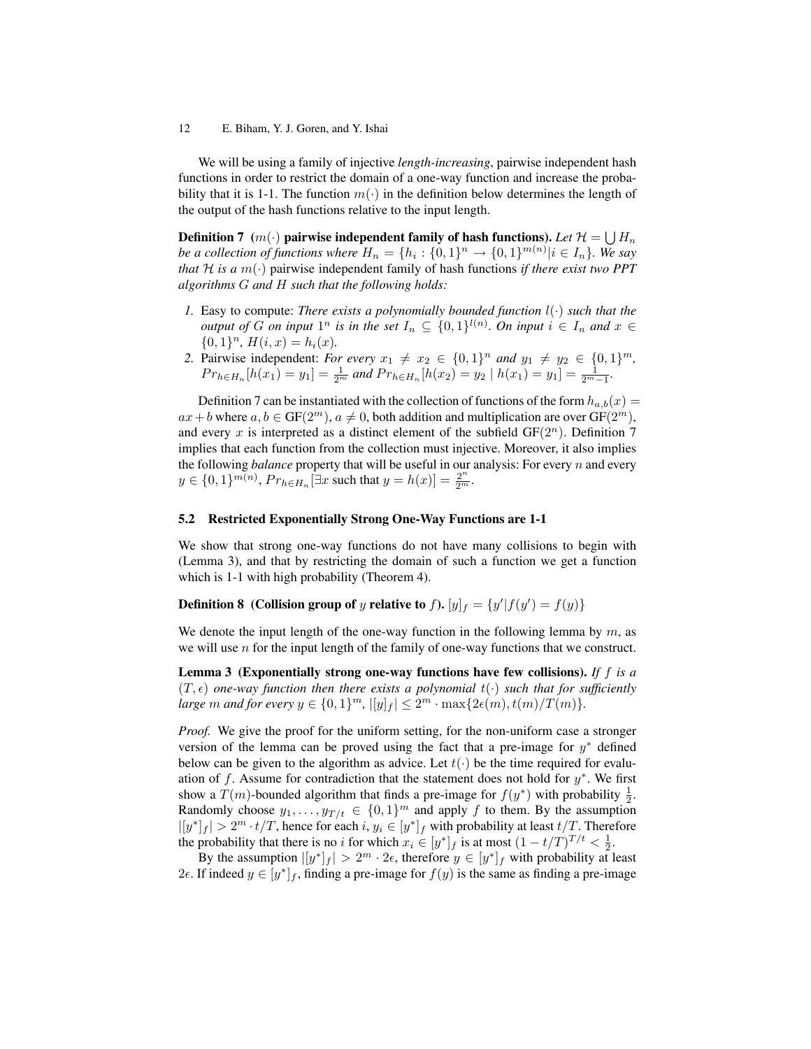We will be using a family of injective *length-increasing*, pairwise independent hash functions in order to restrict the domain of a one-way function and increase the probability that it is 1-1. The function $m(\cdot)$ in the definition below determines the length of the output of the hash functions relative to the input length.

**Definition 7** **($m(\cdot)$ pairwise independent family of hash functions).** *Let $\mathcal{H} = \bigcup H_n$ be a collection of functions where $H_n = \{h_i : \{0,1\}^n \to \{0,1\}^{m(n)} | i \in I_n\}$. We say that $\mathcal{H}$ is a $m(\cdot)$* pairwise independent family of hash functions *if there exist two PPT algorithms $G$ and $H$ such that the following holds:*

1. Easy to compute: *There exists a polynomially bounded function $l(\cdot)$ such that the output of $G$ on input $1^n$ is in the set $I_n \subseteq \{0,1\}^{l(n)}$. On input $i \in I_n$ and $x \in \{0,1\}^n$, $H(i,x) = h_i(x)$.*
2. Pairwise independent: *For every $x_1 \neq x_2 \in \{0,1\}^n$ and $y_1 \neq y_2 \in \{0,1\}^m$, $Pr_{h \in H_n}[h(x_1) = y_1] = \frac{1}{2^m}$ and $Pr_{h \in H_n}[h(x_2) = y_2 \mid h(x_1) = y_1] = \frac{1}{2^m - 1}$.*

Definition 7 can be instantiated with the collection of functions of the form $h_{a,b}(x) = ax + b$ where $a, b \in \mathrm{GF}(2^m)$, $a \neq 0$, both addition and multiplication are over $\mathrm{GF}(2^m)$, and every $x$ is interpreted as a distinct element of the subfield $\mathrm{GF}(2^n)$. Definition 7 implies that each function from the collection must injective. Moreover, it also implies the following *balance* property that will be useful in our analysis: For every $n$ and every $y \in \{0,1\}^{m(n)}$, $Pr_{h \in H_n}[\exists x \text{ such that } y = h(x)] = \frac{2^n}{2^m}$.

### 5.2 Restricted Exponentially Strong One-Way Functions are 1-1

We show that strong one-way functions do not have many collisions to begin with (Lemma 3), and that by restricting the domain of such a function we get a function which is 1-1 with high probability (Theorem 4).

**Definition 8** **(Collision group of $y$ relative to $f$).** $[y]_f = \{y' | f(y') = f(y)\}$

We denote the input length of the one-way function in the following lemma by $m$, as we will use $n$ for the input length of the family of one-way functions that we construct.

**Lemma 3** **(Exponentially strong one-way functions have few collisions).** *If $f$ is a $(T, \epsilon)$ one-way function then there exists a polynomial $t(\cdot)$ such that for sufficiently large $m$ and for every $y \in \{0,1\}^m$, $|[y]_f| \leq 2^m \cdot \max\{2\epsilon(m), t(m)/T(m)\}$.*

*Proof.* We give the proof for the uniform setting, for the non-uniform case a stronger version of the lemma can be proved using the fact that a pre-image for $y^*$ defined below can be given to the algorithm as advice. Let $t(\cdot)$ be the time required for evaluation of $f$. Assume for contradiction that the statement does not hold for $y^*$. We first show a $T(m)$-bounded algorithm that finds a pre-image for $f(y^*)$ with probability $\frac{1}{2}$. Randomly choose $y_1, \ldots, y_{T/t} \in \{0,1\}^m$ and apply $f$ to them. By the assumption $|[y^*]_f| > 2^m \cdot t/T$, hence for each $i$, $y_i \in [y^*]_f$ with probability at least $t/T$. Therefore the probability that there is no $i$ for which $x_i \in [y^*]_f$ is at most $(1 - t/T)^{T/t} < \frac{1}{2}$.

By the assumption $|[y^*]_f| > 2^m \cdot 2\epsilon$, therefore $y \in [y^*]_f$ with probability at least $2\epsilon$. If indeed $y \in [y^*]_f$, finding a pre-image for $f(y)$ is the same as finding a pre-image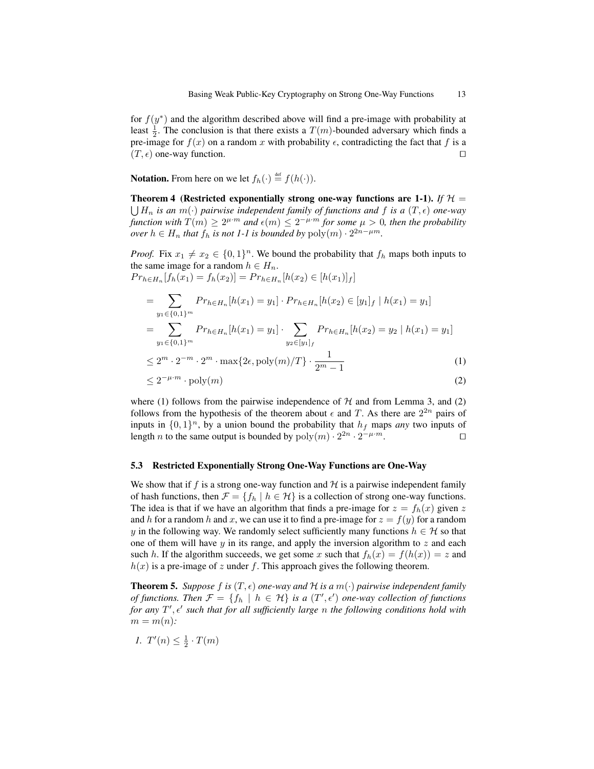for $f(y^*)$ and the algorithm described above will find a pre-image with probability at least $\frac{1}{2}$. The conclusion is that there exists a $T(m)$-bounded adversary which finds a pre-image for $f(x)$ on a random $x$ with probability $\epsilon$, contradicting the fact that $f$ is a $(T, \epsilon)$ one-way function. ◻

**Notation.** From here on we let $f_h(\cdot) \stackrel{\text{def}}{=} f(h(\cdot))$.

**Theorem 4 (Restricted exponentially strong one-way functions are 1-1).** *If $\mathcal{H} = \bigcup H_n$ is an $m(\cdot)$ pairwise independent family of functions and $f$ is a $(T, \epsilon)$ one-way function with $T(m) \geq 2^{\mu \cdot m}$ and $\epsilon(m) \leq 2^{-\mu \cdot m}$ for some $\mu > 0$, then the probability over $h \in H_n$ that $f_h$ is not 1-1 is bounded by $\text{poly}(m) \cdot 2^{2n - \mu m}$.*

*Proof.* Fix $x_1 \neq x_2 \in \{0,1\}^n$. We bound the probability that $f_h$ maps both inputs to the same image for a random $h \in H_n$.
$Pr_{h \in H_n}[f_h(x_1) = f_h(x_2)] = Pr_{h \in H_n}[h(x_2) \in [h(x_1)]_f]$

$$
\begin{aligned}
&= \sum_{y_1 \in \{0,1\}^m} Pr_{h \in H_n}[h(x_1) = y_1] \cdot Pr_{h \in H_n}[h(x_2) \in [y_1]_f \mid h(x_1) = y_1] \\
&= \sum_{y_1 \in \{0,1\}^m} Pr_{h \in H_n}[h(x_1) = y_1] \cdot \sum_{y_2 \in [y_1]_f} Pr_{h \in H_n}[h(x_2) = y_2 \mid h(x_1) = y_1] \\
&\leq 2^m \cdot 2^{-m} \cdot 2^m \cdot \max\{2\epsilon, \text{poly}(m)/T\} \cdot \frac{1}{2^m - 1} \qquad (1) \\
&\leq 2^{-\mu \cdot m} \cdot \text{poly}(m) \qquad (2)
\end{aligned}
$$

where (1) follows from the pairwise independence of $\mathcal{H}$ and from Lemma 3, and (2) follows from the hypothesis of the theorem about $\epsilon$ and $T$. As there are $2^{2n}$ pairs of inputs in $\{0,1\}^n$, by a union bound the probability that $h_f$ maps *any* two inputs of length $n$ to the same output is bounded by $\text{poly}(m) \cdot 2^{2n} \cdot 2^{-\mu \cdot m}$. ◻

### 5.3 Restricted Exponentially Strong One-Way Functions are One-Way

We show that if $f$ is a strong one-way function and $\mathcal{H}$ is a pairwise independent family of hash functions, then $\mathcal{F} = \{f_h \mid h \in \mathcal{H}\}$ is a collection of strong one-way functions. The idea is that if we have an algorithm that finds a pre-image for $z = f_h(x)$ given $z$ and $h$ for a random $h$ and $x$, we can use it to find a pre-image for $z = f(y)$ for a random $y$ in the following way. We randomly select sufficiently many functions $h \in \mathcal{H}$ so that one of them will have $y$ in its range, and apply the inversion algorithm to $z$ and each such $h$. If the algorithm succeeds, we get some $x$ such that $f_h(x) = f(h(x)) = z$ and $h(x)$ is a pre-image of $z$ under $f$. This approach gives the following theorem.

**Theorem 5.** *Suppose $f$ is $(T, \epsilon)$ one-way and $\mathcal{H}$ is a $m(\cdot)$ pairwise independent family of functions. Then $\mathcal{F} = \{f_h \mid h \in \mathcal{H}\}$ is a $(T', \epsilon')$ one-way collection of functions for any $T', \epsilon'$ such that for all sufficiently large $n$ the following conditions hold with $m = m(n)$:*

1. $T'(n) \leq \frac{1}{2} \cdot T(m)$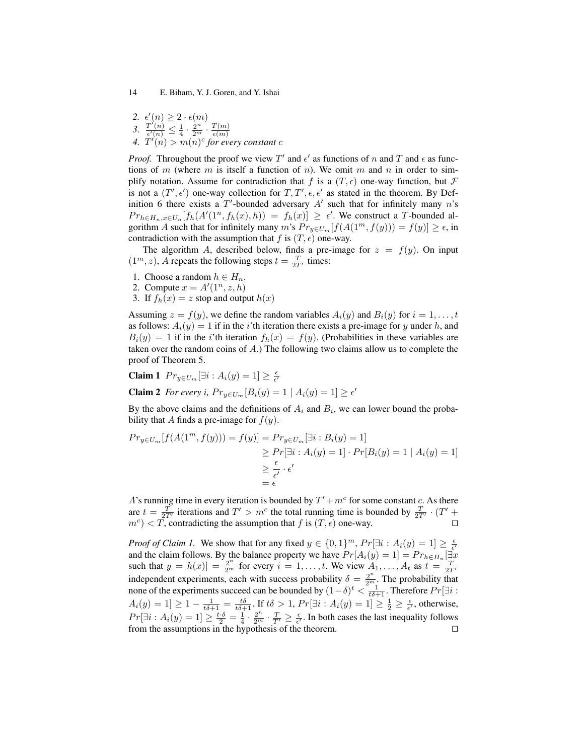2. $\epsilon'(n) \geq 2 \cdot \epsilon(m)$
3. $\frac{T'(n)}{\epsilon'(n)} \leq \frac{1}{4} \cdot \frac{2^n}{2^m} \cdot \frac{T(m)}{\epsilon(m)}$
4. $T'(n) > m(n)^c$ *for every constant* $c$

*Proof.* Throughout the proof we view $T'$ and $\epsilon'$ as functions of $n$ and $T$ and $\epsilon$ as functions of $m$ (where $m$ is itself a function of $n$). We omit $m$ and $n$ in order to simplify notation. Assume for contradiction that $f$ is a $(T, \epsilon)$ one-way function, but $\mathcal{F}$ is not a $(T', \epsilon')$ one-way collection for $T, T', \epsilon, \epsilon'$ as stated in the theorem. By Definition 6 there exists a $T'$-bounded adversary $A'$ such that for infinitely many $n$'s $Pr_{h \in H_n, x \in U_n}[f_h(A'(1^n, f_h(x), h)) = f_h(x)] \geq \epsilon'$. We construct a $T$-bounded algorithm $A$ such that for infinitely many $m$'s $Pr_{y \in U_m}[f(A(1^m, f(y))) = f(y)] \geq \epsilon$, in contradiction with the assumption that $f$ is $(T, \epsilon)$ one-way.

The algorithm $A$, described below, finds a pre-image for $z = f(y)$. On input $(1^m, z)$, $A$ repeats the following steps $t = \frac{T}{2T'}$ times:

1. Choose a random $h \in H_n$.
2. Compute $x = A'(1^n, z, h)$
3. If $f_h(x) = z$ stop and output $h(x)$

Assuming $z = f(y)$, we define the random variables $A_i(y)$ and $B_i(y)$ for $i = 1, \ldots, t$ as follows: $A_i(y) = 1$ if in the $i$'th iteration there exists a pre-image for $y$ under $h$, and $B_i(y) = 1$ if in the $i$'th iteration $f_h(x) = f(y)$. (Probabilities in these variables are taken over the random coins of $A$.) The following two claims allow us to complete the proof of Theorem 5.

**Claim 1** $Pr_{y \in U_m}[\exists i : A_i(y) = 1] \geq \frac{\epsilon}{\epsilon'}$

**Claim 2** *For every* $i$, $Pr_{y \in U_m}[B_i(y) = 1 \mid A_i(y) = 1] \geq \epsilon'$

By the above claims and the definitions of $A_i$ and $B_i$, we can lower bound the probability that $A$ finds a pre-image for $f(y)$.

$$
\begin{aligned}
Pr_{y \in U_m}[f(A(1^m, f(y))) = f(y)] &= Pr_{y \in U_m}[\exists i : B_i(y) = 1] \\
&\geq Pr[\exists i : A_i(y) = 1] \cdot Pr[B_i(y) = 1 \mid A_i(y) = 1] \\
&\geq \frac{\epsilon}{\epsilon'} \cdot \epsilon' \\
&= \epsilon
\end{aligned}
$$

$A$'s running time in every iteration is bounded by $T' + m^c$ for some constant $c$. As there are $t = \frac{T}{2T'}$ iterations and $T' > m^c$ the total running time is bounded by $\frac{T}{2T'} \cdot (T' + m^c) < T$, contradicting the assumption that $f$ is $(T, \epsilon)$ one-way. $\square$

*Proof of Claim 1.* We show that for any fixed $y \in \{0,1\}^m$, $Pr[\exists i : A_i(y) = 1] \geq \frac{\epsilon}{\epsilon'}$ and the claim follows. By the balance property we have $Pr[A_i(y) = 1] = Pr_{h \in H_n}[\exists x$ such that $y = h(x)] = \frac{2^n}{2^m}$ for every $i = 1, \ldots, t$. We view $A_1, \ldots, A_t$ as $t = \frac{T}{2T'}$ independent experiments, each with success probability $\delta = \frac{2^n}{2^m}$. The probability that none of the experiments succeed can be bounded by $(1-\delta)^t < \frac{1}{t\delta+1}$. Therefore $Pr[\exists i : A_i(y) = 1] \geq 1 - \frac{1}{t\delta+1} = \frac{t\delta}{t\delta+1}$. If $t\delta > 1$, $Pr[\exists i : A_i(y) = 1] \geq \frac{1}{2} \geq \frac{\epsilon}{\epsilon'}$, otherwise, $Pr[\exists i : A_i(y) = 1] \geq \frac{t \cdot \delta}{2} = \frac{1}{4} \cdot \frac{2^n}{2^m} \cdot \frac{T}{T'} \geq \frac{\epsilon}{\epsilon'}$. In both cases the last inequality follows from the assumptions in the hypothesis of the theorem. $\square$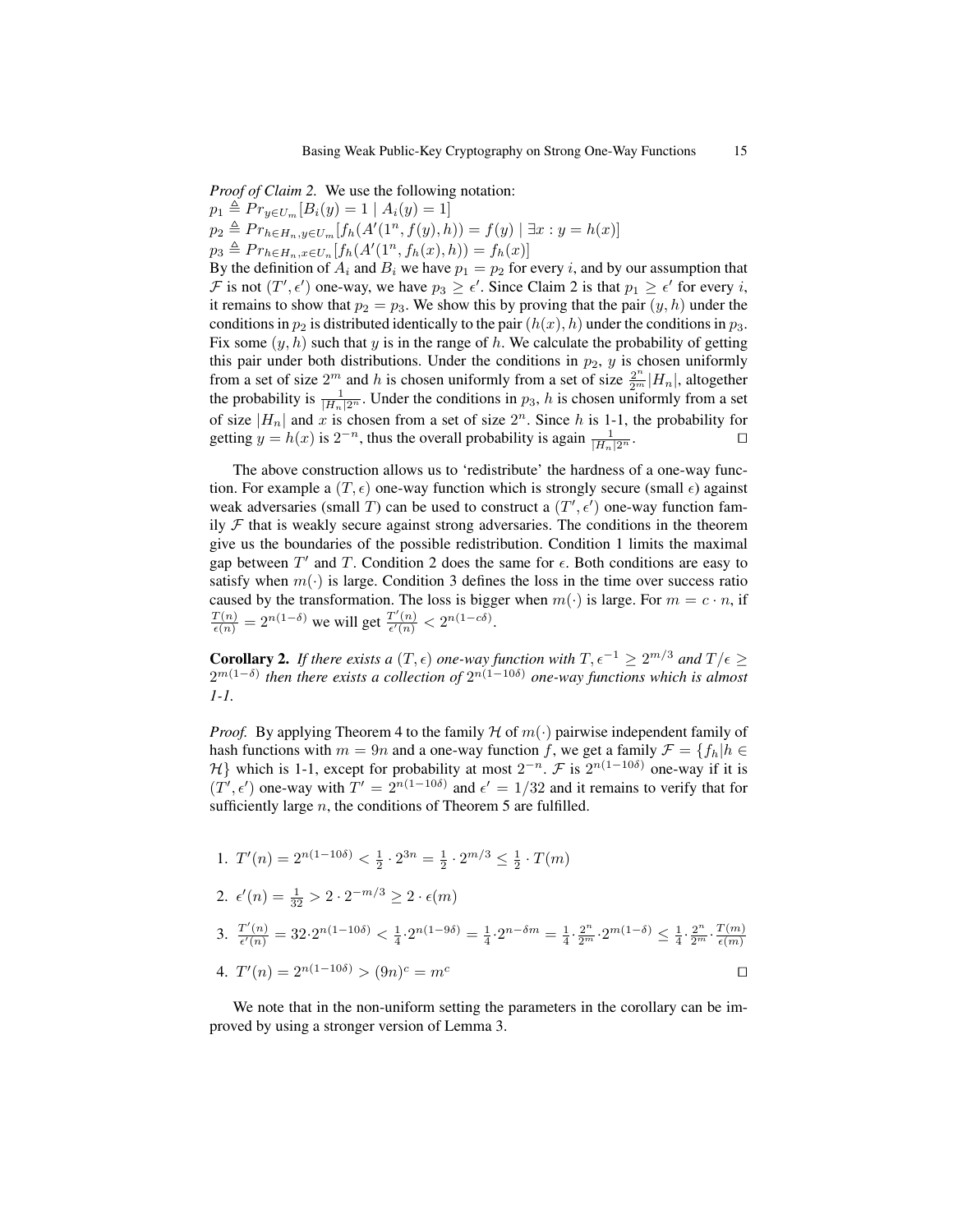*Proof of Claim 2.* We use the following notation:
$p_1 \triangleq Pr_{y \in U_m}[B_i(y) = 1 \mid A_i(y) = 1]$
$p_2 \triangleq Pr_{h \in H_n, y \in U_m}[f_h(A'(1^n, f(y), h)) = f(y) \mid \exists x : y = h(x)]$
$p_3 \triangleq Pr_{h \in H_n, x \in U_n}[f_h(A'(1^n, f_h(x), h)) = f_h(x)]$
By the definition of $A_i$ and $B_i$ we have $p_1 = p_2$ for every $i$, and by our assumption that $\mathcal{F}$ is not $(T', \epsilon')$ one-way, we have $p_3 \geq \epsilon'$. Since Claim 2 is that $p_1 \geq \epsilon'$ for every $i$, it remains to show that $p_2 = p_3$. We show this by proving that the pair $(y, h)$ under the conditions in $p_2$ is distributed identically to the pair $(h(x), h)$ under the conditions in $p_3$. Fix some $(y, h)$ such that $y$ is in the range of $h$. We calculate the probability of getting this pair under both distributions. Under the conditions in $p_2$, $y$ is chosen uniformly from a set of size $2^m$ and $h$ is chosen uniformly from a set of size $\frac{2^n}{2^m}|H_n|$, altogether the probability is $\frac{1}{|H_n|2^n}$. Under the conditions in $p_3$, $h$ is chosen uniformly from a set of size $|H_n|$ and $x$ is chosen from a set of size $2^n$. Since $h$ is 1-1, the probability for getting $y = h(x)$ is $2^{-n}$, thus the overall probability is again $\frac{1}{|H_n|2^n}$. □

The above construction allows us to 'redistribute' the hardness of a one-way function. For example a $(T, \epsilon)$ one-way function which is strongly secure (small $\epsilon$) against weak adversaries (small $T$) can be used to construct a $(T', \epsilon')$ one-way function family $\mathcal{F}$ that is weakly secure against strong adversaries. The conditions in the theorem give us the boundaries of the possible redistribution. Condition 1 limits the maximal gap between $T'$ and $T$. Condition 2 does the same for $\epsilon$. Both conditions are easy to satisfy when $m(\cdot)$ is large. Condition 3 defines the loss in the time over success ratio caused by the transformation. The loss is bigger when $m(\cdot)$ is large. For $m = c \cdot n$, if $\frac{T(n)}{\epsilon(n)} = 2^{n(1-\delta)}$ we will get $\frac{T'(n)}{\epsilon'(n)} < 2^{n(1-c\delta)}$.

**Corollary 2.** *If there exists a $(T, \epsilon)$ one-way function with $T, \epsilon^{-1} \geq 2^{m/3}$ and $T/\epsilon \geq 2^{m(1-\delta)}$ then there exists a collection of $2^{n(1-10\delta)}$ one-way functions which is almost 1-1.*

*Proof.* By applying Theorem 4 to the family $\mathcal{H}$ of $m(\cdot)$ pairwise independent family of hash functions with $m = 9n$ and a one-way function $f$, we get a family $\mathcal{F} = \{f_h | h \in \mathcal{H}\}$ which is 1-1, except for probability at most $2^{-n}$. $\mathcal{F}$ is $2^{n(1-10\delta)}$ one-way if it is $(T', \epsilon')$ one-way with $T' = 2^{n(1-10\delta)}$ and $\epsilon' = 1/32$ and it remains to verify that for sufficiently large $n$, the conditions of Theorem 5 are fulfilled.

1. $T'(n) = 2^{n(1-10\delta)} < \frac{1}{2} \cdot 2^{3n} = \frac{1}{2} \cdot 2^{m/3} \leq \frac{1}{2} \cdot T(m)$
2. $\epsilon'(n) = \frac{1}{32} > 2 \cdot 2^{-m/3} \geq 2 \cdot \epsilon(m)$
3. $\frac{T'(n)}{\epsilon'(n)} = 32 \cdot 2^{n(1-10\delta)} < \frac{1}{4} \cdot 2^{n(1-9\delta)} = \frac{1}{4} \cdot 2^{n - \delta m} = \frac{1}{4} \cdot \frac{2^n}{2^m} \cdot 2^{m(1-\delta)} \leq \frac{1}{4} \cdot \frac{2^n}{2^m} \cdot \frac{T(m)}{\epsilon(m)}$
4. $T'(n) = 2^{n(1-10\delta)} > (9n)^c = m^c$ □

We note that in the non-uniform setting the parameters in the corollary can be improved by using a stronger version of Lemma 3.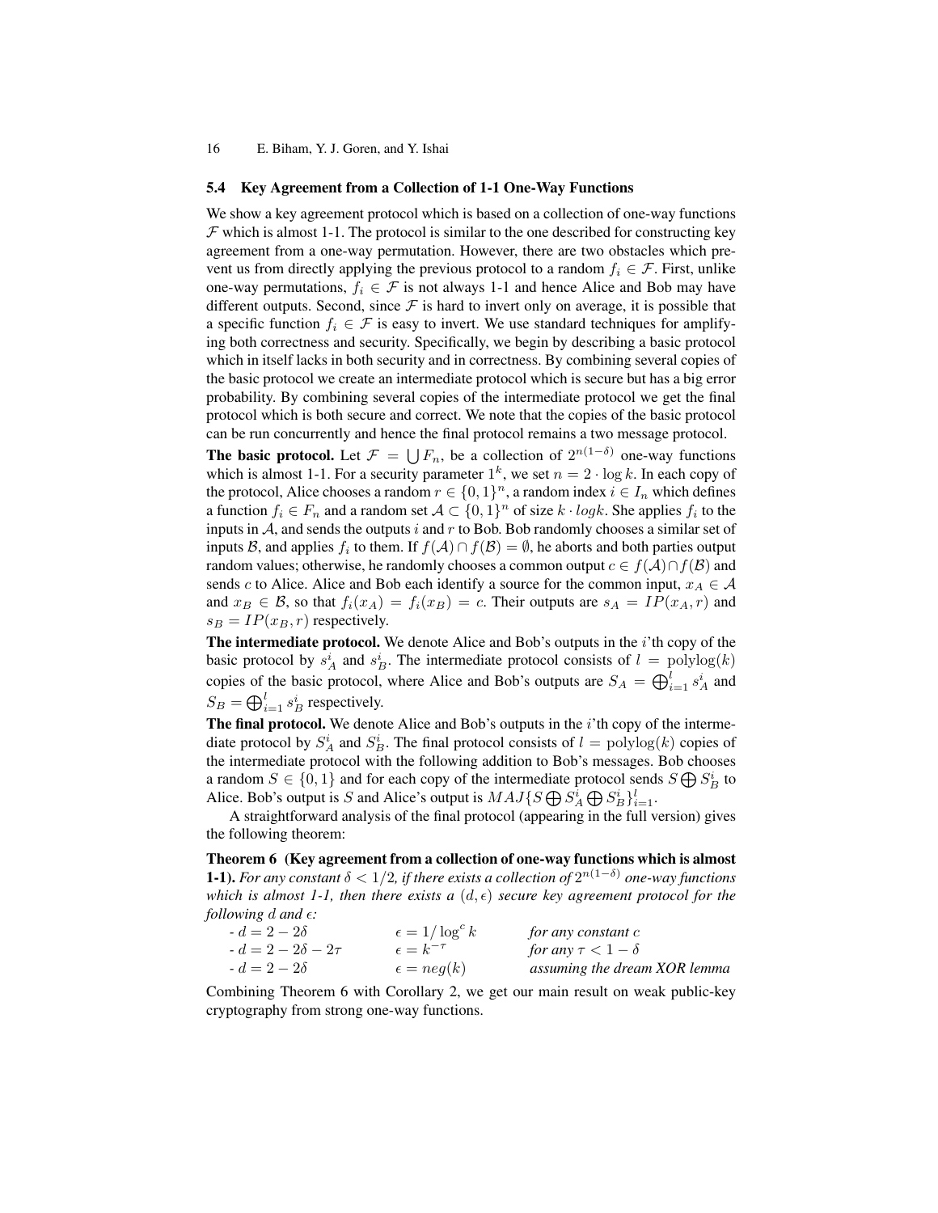### 5.4 Key Agreement from a Collection of 1-1 One-Way Functions

We show a key agreement protocol which is based on a collection of one-way functions $\mathcal{F}$ which is almost 1-1. The protocol is similar to the one described for constructing key agreement from a one-way permutation. However, there are two obstacles which prevent us from directly applying the previous protocol to a random $f_i \in \mathcal{F}$. First, unlike one-way permutations, $f_i \in \mathcal{F}$ is not always 1-1 and hence Alice and Bob may have different outputs. Second, since $\mathcal{F}$ is hard to invert only on average, it is possible that a specific function $f_i \in \mathcal{F}$ is easy to invert. We use standard techniques for amplifying both correctness and security. Specifically, we begin by describing a basic protocol which in itself lacks in both security and in correctness. By combining several copies of the basic protocol we create an intermediate protocol which is secure but has a big error probability. By combining several copies of the intermediate protocol we get the final protocol which is both secure and correct. We note that the copies of the basic protocol can be run concurrently and hence the final protocol remains a two message protocol.

**The basic protocol.** Let $\mathcal{F} = \bigcup F_n$, be a collection of $2^{n(1-\delta)}$ one-way functions which is almost 1-1. For a security parameter $1^k$, we set $n = 2 \cdot \log k$. In each copy of the protocol, Alice chooses a random $r \in \{0,1\}^n$, a random index $i \in I_n$ which defines a function $f_i \in F_n$ and a random set $\mathcal{A} \subset \{0,1\}^n$ of size $k \cdot logk$. She applies $f_i$ to the inputs in $\mathcal{A}$, and sends the outputs $i$ and $r$ to Bob. Bob randomly chooses a similar set of inputs $\mathcal{B}$, and applies $f_i$ to them. If $f(\mathcal{A}) \cap f(\mathcal{B}) = \emptyset$, he aborts and both parties output random values; otherwise, he randomly chooses a common output $c \in f(\mathcal{A}) \cap f(\mathcal{B})$ and sends $c$ to Alice. Alice and Bob each identify a source for the common input, $x_A \in \mathcal{A}$ and $x_B \in \mathcal{B}$, so that $f_i(x_A) = f_i(x_B) = c$. Their outputs are $s_A = IP(x_A, r)$ and $s_B = IP(x_B, r)$ respectively.

**The intermediate protocol.** We denote Alice and Bob's outputs in the $i$'th copy of the basic protocol by $s_A^i$ and $s_B^i$. The intermediate protocol consists of $l = \text{polylog}(k)$ copies of the basic protocol, where Alice and Bob's outputs are $S_A = \bigoplus_{i=1}^{l} s_A^i$ and $S_B = \bigoplus_{i=1}^{l} s_B^i$ respectively.

**The final protocol.** We denote Alice and Bob's outputs in the $i$'th copy of the intermediate protocol by $S_A^i$ and $S_B^i$. The final protocol consists of $l = \text{polylog}(k)$ copies of the intermediate protocol with the following addition to Bob's messages. Bob chooses a random $S \in \{0,1\}$ and for each copy of the intermediate protocol sends $S \bigoplus S_B^i$ to Alice. Bob's output is $S$ and Alice's output is $MAJ\{S \bigoplus S_A^i \bigoplus S_B^i\}_{i=1}^{l}$.

A straightforward analysis of the final protocol (appearing in the full version) gives the following theorem:

**Theorem 6 (Key agreement from a collection of one-way functions which is almost 1-1).** *For any constant $\delta < 1/2$, if there exists a collection of $2^{n(1-\delta)}$ one-way functions which is almost 1-1, then there exists a $(d, \epsilon)$ secure key agreement protocol for the following $d$ and $\epsilon$:*

| | | |
|---|---|---|
| - $d = 2 - 2\delta$ | $\epsilon = 1/\log^c k$ | *for any constant $c$* |
| - $d = 2 - 2\delta - 2\tau$ | $\epsilon = k^{-\tau}$ | *for any $\tau < 1 - \delta$* |
| - $d = 2 - 2\delta$ | $\epsilon = neg(k)$ | *assuming the dream XOR lemma* |

Combining Theorem 6 with Corollary 2, we get our main result on weak public-key cryptography from strong one-way functions.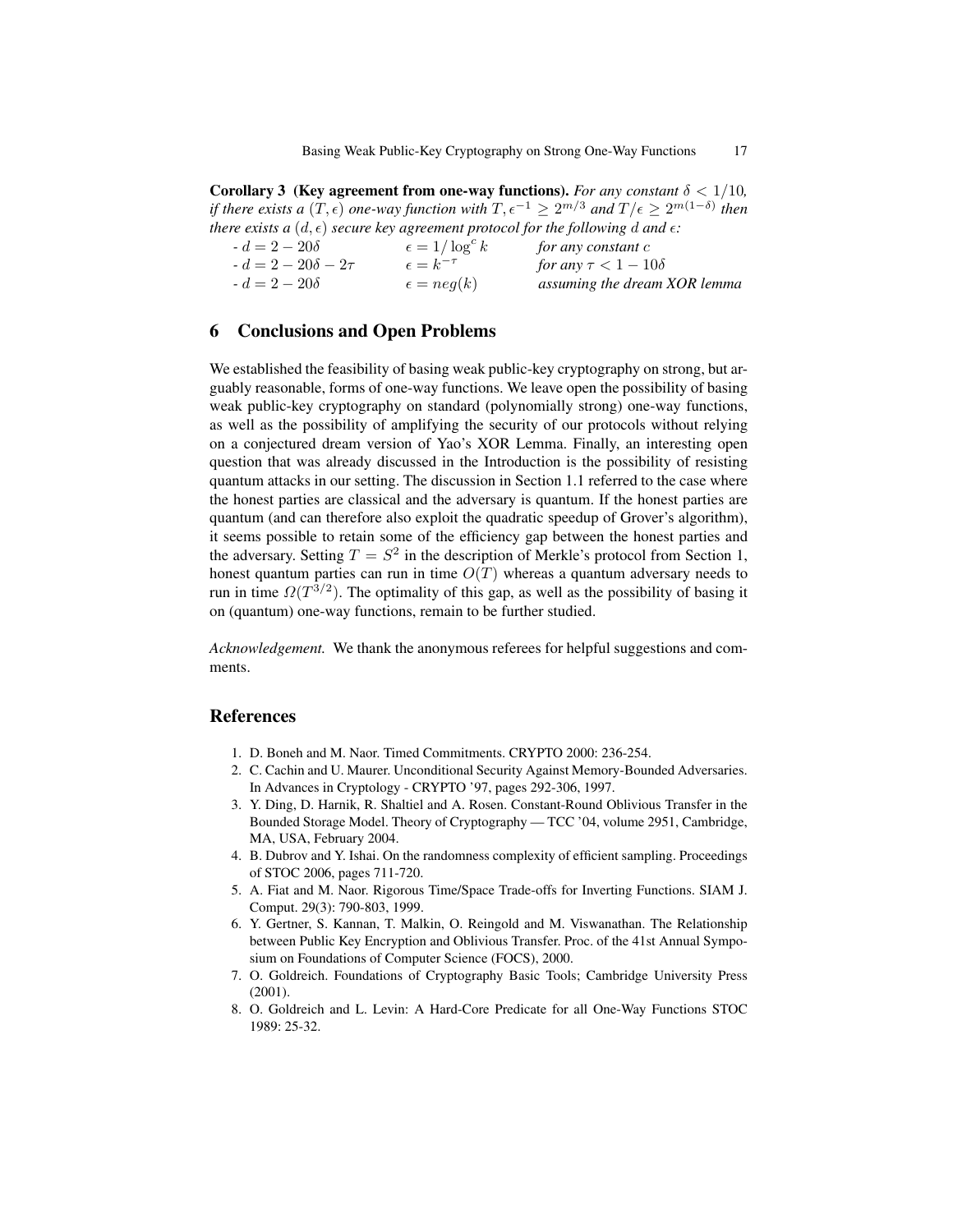**Corollary 3 (Key agreement from one-way functions).** *For any constant $\delta < 1/10$, if there exists a $(T, \epsilon)$ one-way function with $T, \epsilon^{-1} \geq 2^{m/3}$ and $T/\epsilon \geq 2^{m(1-\delta)}$ then there exists a $(d, \epsilon)$ secure key agreement protocol for the following $d$ and $\epsilon$:*

- $d = 2 - 20\delta$ $\quad$ $\epsilon = 1/\log^c k$ $\quad$ *for any constant $c$*
- $d = 2 - 20\delta - 2\tau$ $\quad$ $\epsilon = k^{-\tau}$ $\quad$ *for any $\tau < 1 - 10\delta$*
- $d = 2 - 20\delta$ $\quad$ $\epsilon = neg(k)$ $\quad$ *assuming the dream XOR lemma*

## 6 Conclusions and Open Problems

We established the feasibility of basing weak public-key cryptography on strong, but arguably reasonable, forms of one-way functions. We leave open the possibility of basing weak public-key cryptography on standard (polynomially strong) one-way functions, as well as the possibility of amplifying the security of our protocols without relying on a conjectured dream version of Yao's XOR Lemma. Finally, an interesting open question that was already discussed in the Introduction is the possibility of resisting quantum attacks in our setting. The discussion in Section 1.1 referred to the case where the honest parties are classical and the adversary is quantum. If the honest parties are quantum (and can therefore also exploit the quadratic speedup of Grover's algorithm), it seems possible to retain some of the efficiency gap between the honest parties and the adversary. Setting $T = S^2$ in the description of Merkle's protocol from Section 1, honest quantum parties can run in time $O(T)$ whereas a quantum adversary needs to run in time $\Omega(T^{3/2})$. The optimality of this gap, as well as the possibility of basing it on (quantum) one-way functions, remain to be further studied.

*Acknowledgement.* We thank the anonymous referees for helpful suggestions and comments.

## References

1. D. Boneh and M. Naor. Timed Commitments. CRYPTO 2000: 236-254.
2. C. Cachin and U. Maurer. Unconditional Security Against Memory-Bounded Adversaries. In Advances in Cryptology - CRYPTO '97, pages 292-306, 1997.
3. Y. Ding, D. Harnik, R. Shaltiel and A. Rosen. Constant-Round Oblivious Transfer in the Bounded Storage Model. Theory of Cryptography — TCC '04, volume 2951, Cambridge, MA, USA, February 2004.
4. B. Dubrov and Y. Ishai. On the randomness complexity of efficient sampling. Proceedings of STOC 2006, pages 711-720.
5. A. Fiat and M. Naor. Rigorous Time/Space Trade-offs for Inverting Functions. SIAM J. Comput. 29(3): 790-803, 1999.
6. Y. Gertner, S. Kannan, T. Malkin, O. Reingold and M. Viswanathan. The Relationship between Public Key Encryption and Oblivious Transfer. Proc. of the 41st Annual Symposium on Foundations of Computer Science (FOCS), 2000.
7. O. Goldreich. Foundations of Cryptography Basic Tools; Cambridge University Press (2001).
8. O. Goldreich and L. Levin: A Hard-Core Predicate for all One-Way Functions STOC 1989: 25-32.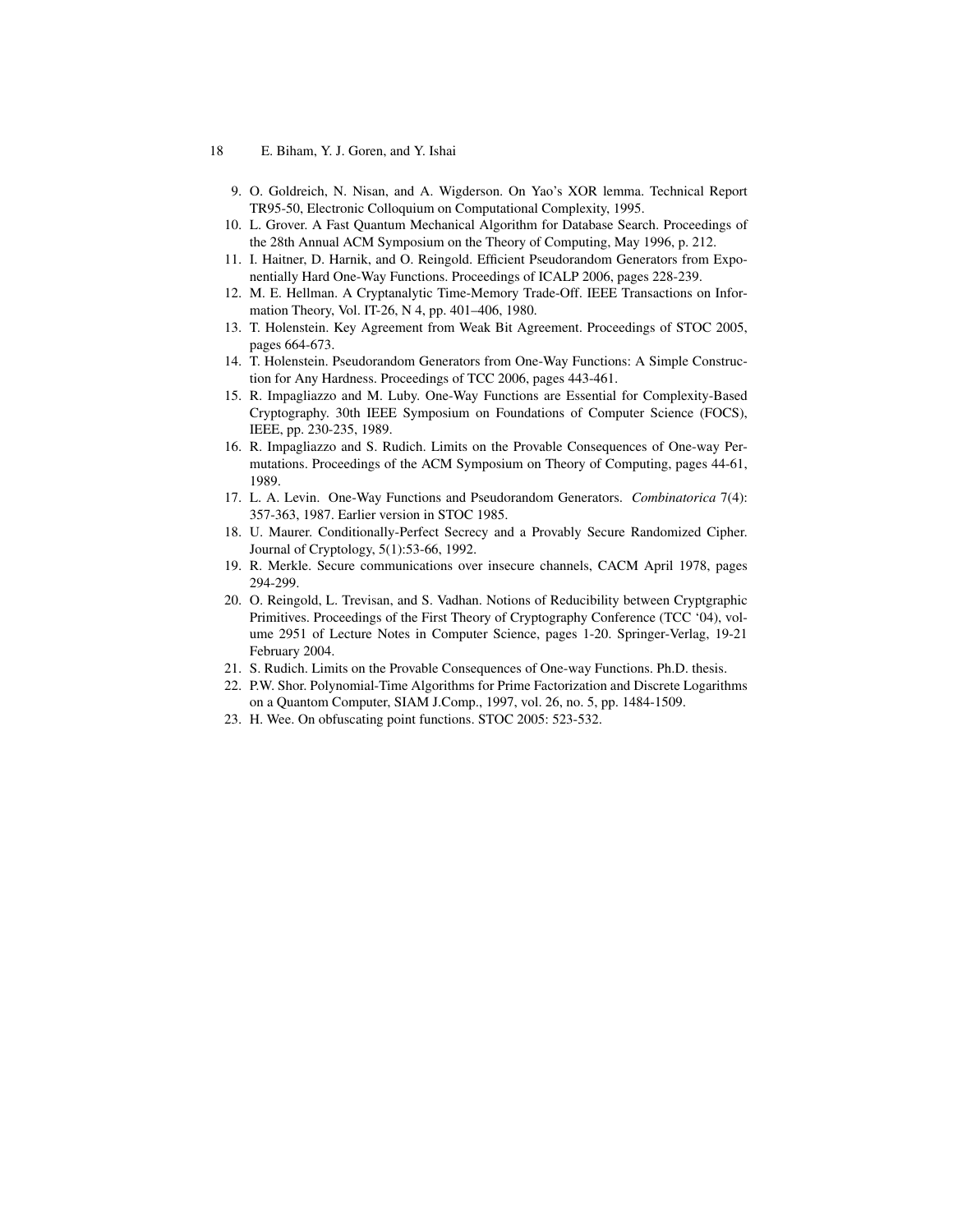9. O. Goldreich, N. Nisan, and A. Wigderson. On Yao's XOR lemma. Technical Report TR95-50, Electronic Colloquium on Computational Complexity, 1995.
10. L. Grover. A Fast Quantum Mechanical Algorithm for Database Search. Proceedings of the 28th Annual ACM Symposium on the Theory of Computing, May 1996, p. 212.
11. I. Haitner, D. Harnik, and O. Reingold. Efficient Pseudorandom Generators from Exponentially Hard One-Way Functions. Proceedings of ICALP 2006, pages 228-239.
12. M. E. Hellman. A Cryptanalytic Time-Memory Trade-Off. IEEE Transactions on Information Theory, Vol. IT-26, N 4, pp. 401–406, 1980.
13. T. Holenstein. Key Agreement from Weak Bit Agreement. Proceedings of STOC 2005, pages 664-673.
14. T. Holenstein. Pseudorandom Generators from One-Way Functions: A Simple Construction for Any Hardness. Proceedings of TCC 2006, pages 443-461.
15. R. Impagliazzo and M. Luby. One-Way Functions are Essential for Complexity-Based Cryptography. 30th IEEE Symposium on Foundations of Computer Science (FOCS), IEEE, pp. 230-235, 1989.
16. R. Impagliazzo and S. Rudich. Limits on the Provable Consequences of One-way Permutations. Proceedings of the ACM Symposium on Theory of Computing, pages 44-61, 1989.
17. L. A. Levin. One-Way Functions and Pseudorandom Generators. *Combinatorica* 7(4): 357-363, 1987. Earlier version in STOC 1985.
18. U. Maurer. Conditionally-Perfect Secrecy and a Provably Secure Randomized Cipher. Journal of Cryptology, 5(1):53-66, 1992.
19. R. Merkle. Secure communications over insecure channels, CACM April 1978, pages 294-299.
20. O. Reingold, L. Trevisan, and S. Vadhan. Notions of Reducibility between Cryptgraphic Primitives. Proceedings of the First Theory of Cryptography Conference (TCC '04), volume 2951 of Lecture Notes in Computer Science, pages 1-20. Springer-Verlag, 19-21 February 2004.
21. S. Rudich. Limits on the Provable Consequences of One-way Functions. Ph.D. thesis.
22. P.W. Shor. Polynomial-Time Algorithms for Prime Factorization and Discrete Logarithms on a Quantom Computer, SIAM J.Comp., 1997, vol. 26, no. 5, pp. 1484-1509.
23. H. Wee. On obfuscating point functions. STOC 2005: 523-532.